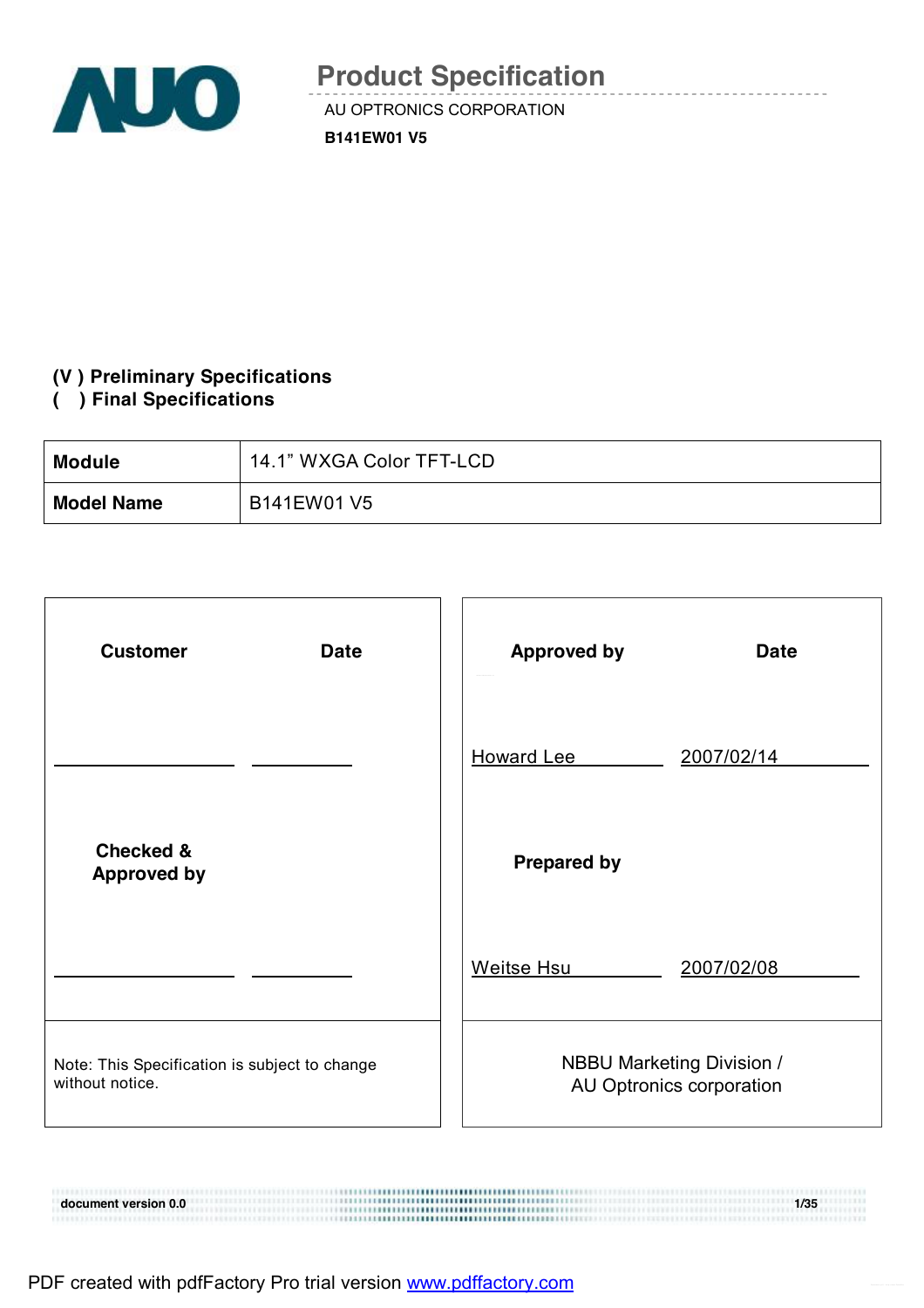# Product Specification

AU OPTRONICS CORPORATION

**B141EW01 V5**

**(V ) Preliminary Specifications**
**( ) Final Specifications**

| **Module** | 14.1" WXGA Color TFT-LCD |
|---|---|
| **Model Name** | B141EW01 V5 |

| **Customer** | **Date** | **Approved by** | **Date** |
|---|---|---|---|
| ________ | ________ | Howard Lee | 2007/02/14 |
| **Checked & Approved by** | | **Prepared by** | |
| ________ | ________ | Weitse Hsu | 2007/02/08 |
| Note: This Specification is subject to change without notice. | | NBBU Marketing Division / AU Optronics corporation | |

document version 0.0

PDF created with pdfFactory Pro trial version www.pdffactory.com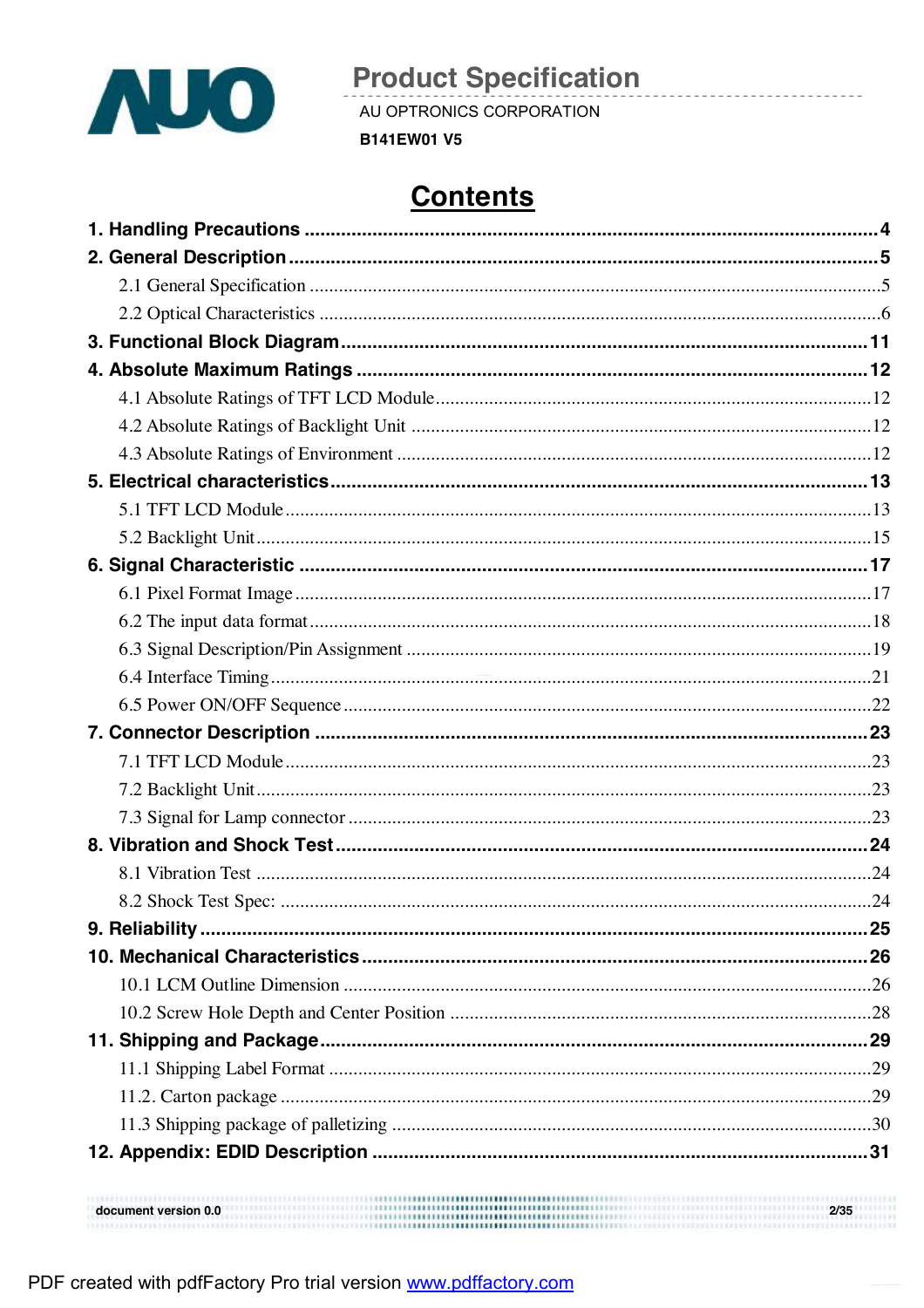**Product Specification**

AU OPTRONICS CORPORATION

**B141EW01 V5**

# Contents

**1. Handling Precautions** .......... **4**

**2. General Description** .......... **5**

2.1 General Specification .......... 5

2.2 Optical Characteristics .......... 6

**3. Functional Block Diagram** .......... **11**

**4. Absolute Maximum Ratings** .......... **12**

4.1 Absolute Ratings of TFT LCD Module .......... 12

4.2 Absolute Ratings of Backlight Unit .......... 12

4.3 Absolute Ratings of Environment .......... 12

**5. Electrical characteristics** .......... **13**

5.1 TFT LCD Module .......... 13

5.2 Backlight Unit .......... 15

**6. Signal Characteristic** .......... **17**

6.1 Pixel Format Image .......... 17

6.2 The input data format .......... 18

6.3 Signal Description/Pin Assignment .......... 19

6.4 Interface Timing .......... 21

6.5 Power ON/OFF Sequence .......... 22

**7. Connector Description** .......... **23**

7.1 TFT LCD Module .......... 23

7.2 Backlight Unit .......... 23

7.3 Signal for Lamp connector .......... 23

**8. Vibration and Shock Test** .......... **24**

8.1 Vibration Test .......... 24

8.2 Shock Test Spec: .......... 24

**9. Reliability** .......... **25**

**10. Mechanical Characteristics** .......... **26**

10.1 LCM Outline Dimension .......... 26

10.2 Screw Hole Depth and Center Position .......... 28

**11. Shipping and Package** .......... **29**

11.1 Shipping Label Format .......... 29

11.2. Carton package .......... 29

11.3 Shipping package of palletizing .......... 30

**12. Appendix: EDID Description** .......... **31**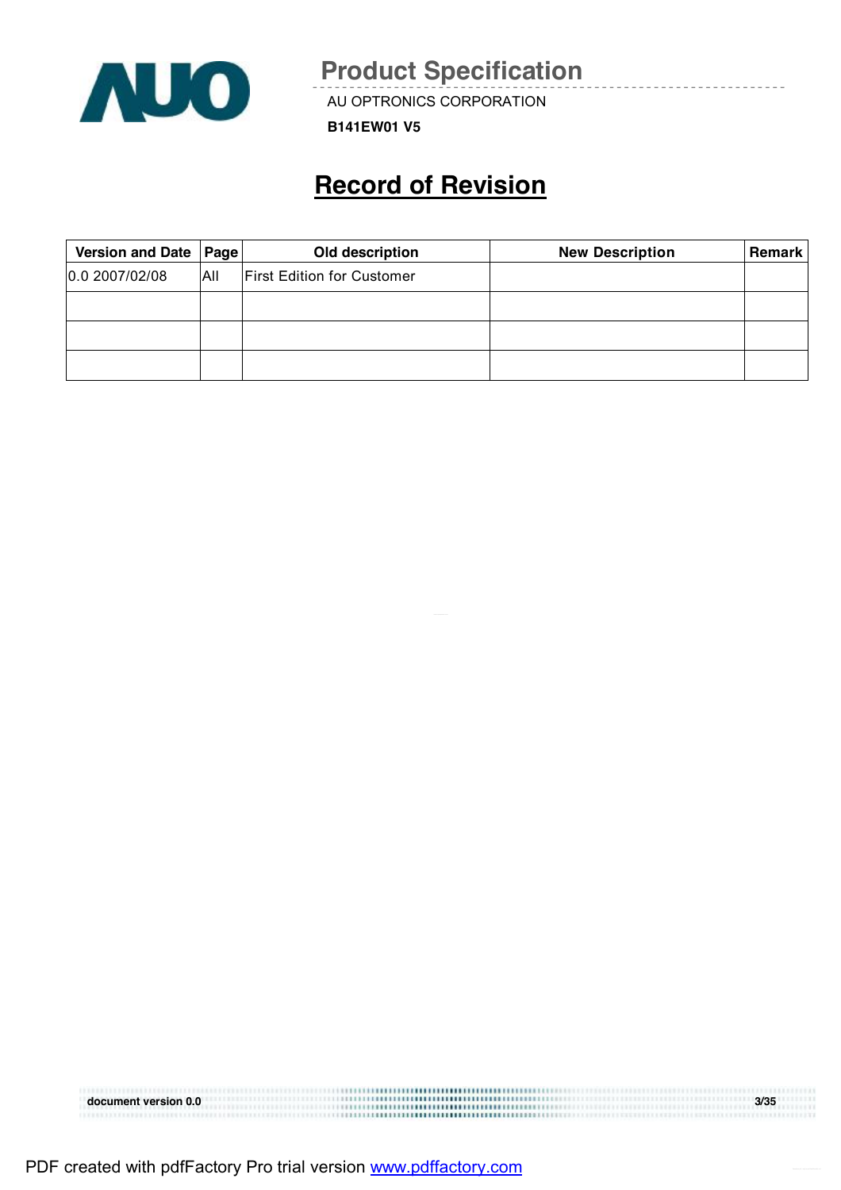# Record of Revision

| Version and Date | Page | Old description | New Description | Remark |
|---|---|---|---|---|
| 0.0 2007/02/08 | All | First Edition for Customer | | |
| | | | | |
| | | | | |
| | | | | |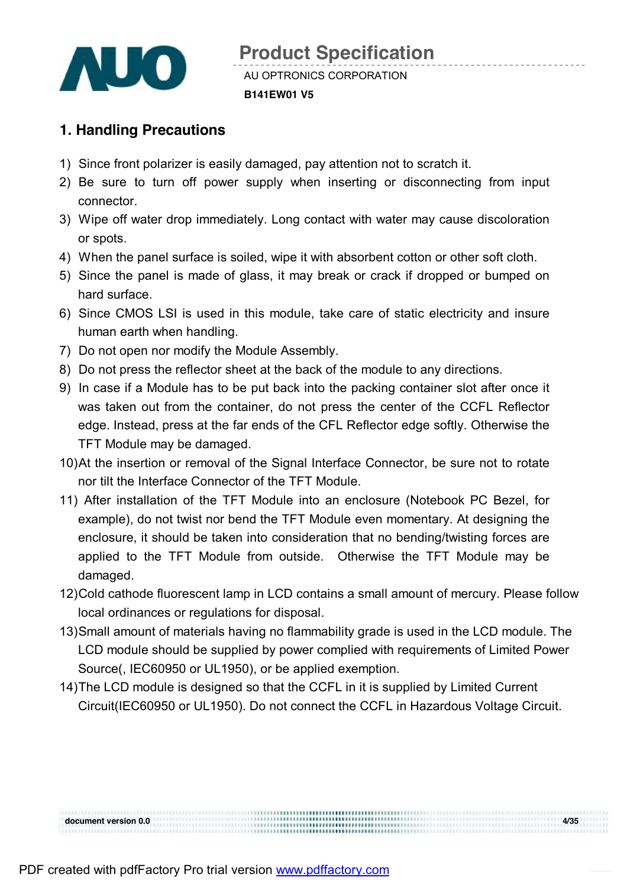## 1. Handling Precautions

1) Since front polarizer is easily damaged, pay attention not to scratch it.
2) Be sure to turn off power supply when inserting or disconnecting from input connector.
3) Wipe off water drop immediately. Long contact with water may cause discoloration or spots.
4) When the panel surface is soiled, wipe it with absorbent cotton or other soft cloth.
5) Since the panel is made of glass, it may break or crack if dropped or bumped on hard surface.
6) Since CMOS LSI is used in this module, take care of static electricity and insure human earth when handling.
7) Do not open nor modify the Module Assembly.
8) Do not press the reflector sheet at the back of the module to any directions.
9) In case if a Module has to be put back into the packing container slot after once it was taken out from the container, do not press the center of the CCFL Reflector edge. Instead, press at the far ends of the CFL Reflector edge softly. Otherwise the TFT Module may be damaged.
10) At the insertion or removal of the Signal Interface Connector, be sure not to rotate nor tilt the Interface Connector of the TFT Module.
11) After installation of the TFT Module into an enclosure (Notebook PC Bezel, for example), do not twist nor bend the TFT Module even momentary. At designing the enclosure, it should be taken into consideration that no bending/twisting forces are applied to the TFT Module from outside. Otherwise the TFT Module may be damaged.
12) Cold cathode fluorescent lamp in LCD contains a small amount of mercury. Please follow local ordinances or regulations for disposal.
13) Small amount of materials having no flammability grade is used in the LCD module. The LCD module should be supplied by power complied with requirements of Limited Power Source(, IEC60950 or UL1950), or be applied exemption.
14) The LCD module is designed so that the CCFL in it is supplied by Limited Current Circuit(IEC60950 or UL1950). Do not connect the CCFL in Hazardous Voltage Circuit.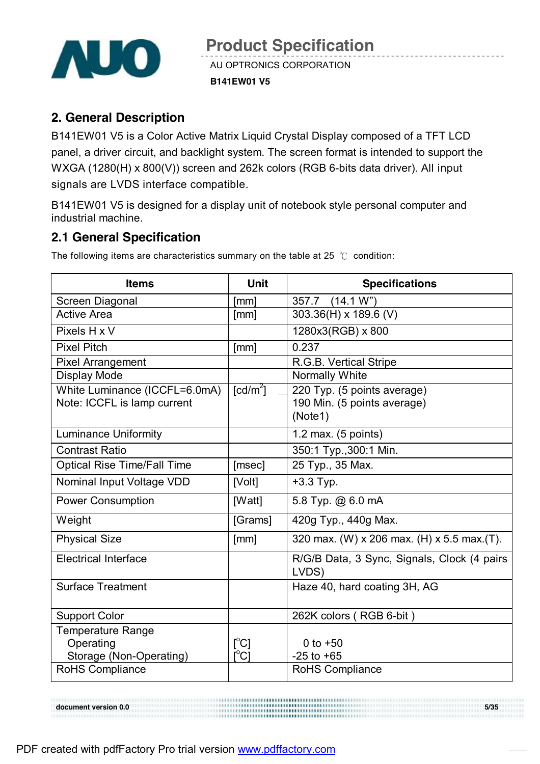## 2. General Description

B141EW01 V5 is a Color Active Matrix Liquid Crystal Display composed of a TFT LCD panel, a driver circuit, and backlight system. The screen format is intended to support the WXGA (1280(H) x 800(V)) screen and 262k colors (RGB 6-bits data driver). All input signals are LVDS interface compatible.

B141EW01 V5 is designed for a display unit of notebook style personal computer and industrial machine.

## 2.1 General Specification

The following items are characteristics summary on the table at 25 ℃ condition:

| Items | Unit | Specifications |
|---|---|---|
| Screen Diagonal | [mm] | 357.7 (14.1 W") |
| Active Area | [mm] | 303.36(H) x 189.6 (V) |
| Pixels H x V | | 1280x3(RGB) x 800 |
| Pixel Pitch | [mm] | 0.237 |
| Pixel Arrangement | | R.G.B. Vertical Stripe |
| Display Mode | | Normally White |
| White Luminance (ICCFL=6.0mA)<br>Note: ICCFL is lamp current | [cd/m$^2$] | 220 Typ. (5 points average)<br>190 Min. (5 points average)<br>(Note1) |
| Luminance Uniformity | | 1.2 max. (5 points) |
| Contrast Ratio | | 350:1 Typ.,300:1 Min. |
| Optical Rise Time/Fall Time | [msec] | 25 Typ., 35 Max. |
| Nominal Input Voltage VDD | [Volt] | +3.3 Typ. |
| Power Consumption | [Watt] | 5.8 Typ. @ 6.0 mA |
| Weight | [Grams] | 420g Typ., 440g Max. |
| Physical Size | [mm] | 320 max. (W) x 206 max. (H) x 5.5 max.(T). |
| Electrical Interface | | R/G/B Data, 3 Sync, Signals, Clock (4 pairs LVDS) |
| Surface Treatment | | Haze 40, hard coating 3H, AG |
| Support Color | | 262K colors ( RGB 6-bit ) |
| Temperature Range<br>Operating<br>Storage (Non-Operating) | <br>[$^o$C]<br>[$^o$C] | <br>0 to +50<br>-25 to +65 |
| RoHS Compliance | | RoHS Compliance |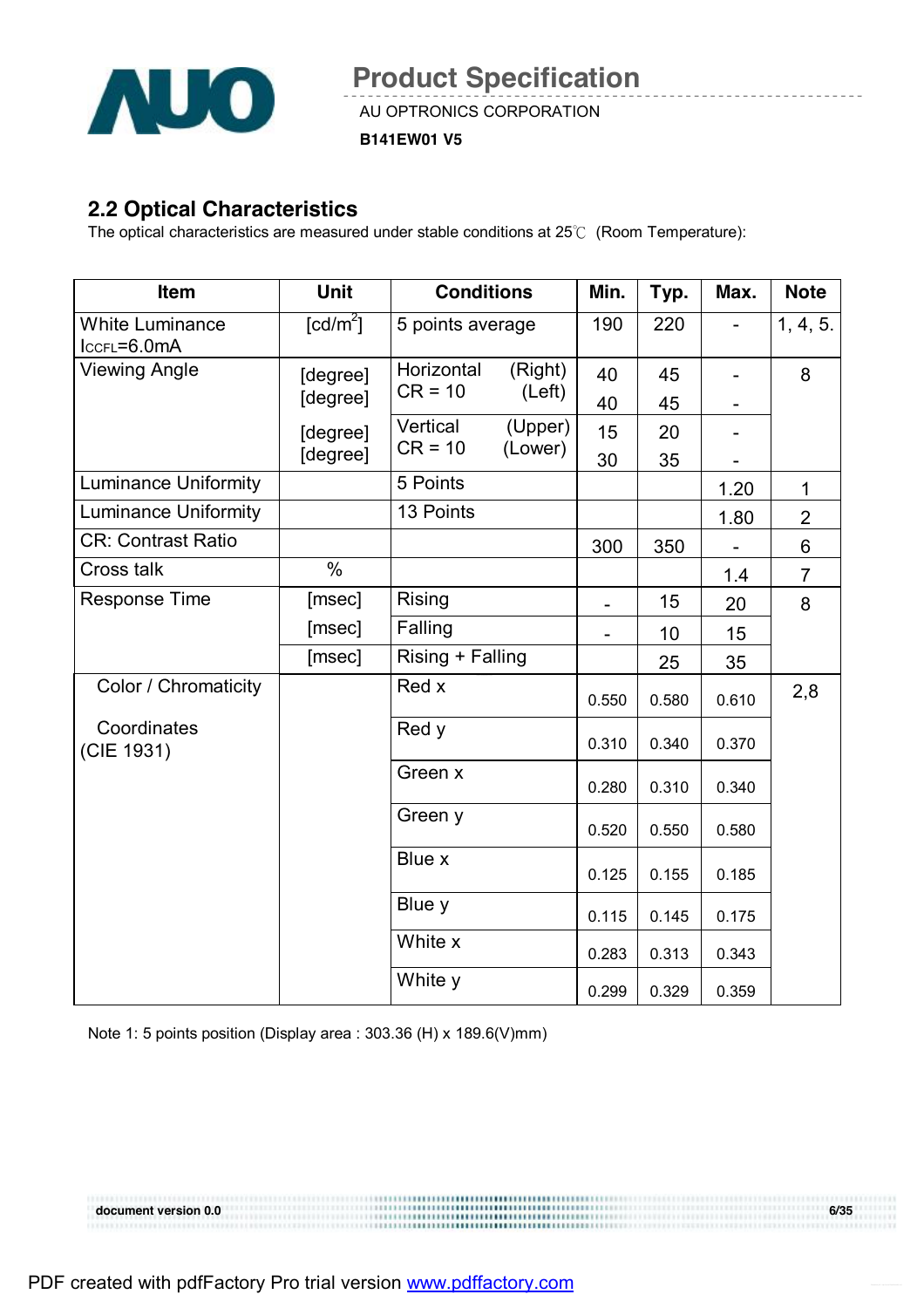## 2.2 Optical Characteristics

The optical characteristics are measured under stable conditions at 25℃ (Room Temperature):

| Item | Unit | Conditions | | Min. | Typ. | Max. | Note |
|---|---|---|---|---|---|---|---|
| White Luminance $I_{CCFL}$=6.0mA | [cd/m$^2$] | 5 points average | | 190 | 220 | - | 1, 4, 5. |
| Viewing Angle | [degree] | Horizontal CR = 10 | (Right) | 40 | 45 | - | 8 |
| | [degree] | | (Left) | 40 | 45 | - | |
| | [degree] | Vertical CR = 10 | (Upper) | 15 | 20 | - | |
| | [degree] | | (Lower) | 30 | 35 | - | |
| Luminance Uniformity | | 5 Points | | | | 1.20 | 1 |
| Luminance Uniformity | | 13 Points | | | | 1.80 | 2 |
| CR: Contrast Ratio | | | | 300 | 350 | - | 6 |
| Cross talk | % | | | | | 1.4 | 7 |
| Response Time | [msec] | Rising | | - | 15 | 20 | 8 |
| | [msec] | Falling | | - | 10 | 15 | |
| | [msec] | Rising + Falling | | | 25 | 35 | |
| Color / Chromaticity Coordinates (CIE 1931) | | Red x | | 0.550 | 0.580 | 0.610 | 2,8 |
| | | Red y | | 0.310 | 0.340 | 0.370 | |
| | | Green x | | 0.280 | 0.310 | 0.340 | |
| | | Green y | | 0.520 | 0.550 | 0.580 | |
| | | Blue x | | 0.125 | 0.155 | 0.185 | |
| | | Blue y | | 0.115 | 0.145 | 0.175 | |
| | | White x | | 0.283 | 0.313 | 0.343 | |
| | | White y | | 0.299 | 0.329 | 0.359 | |

Note 1: 5 points position (Display area : 303.36 (H) x 189.6(V)mm)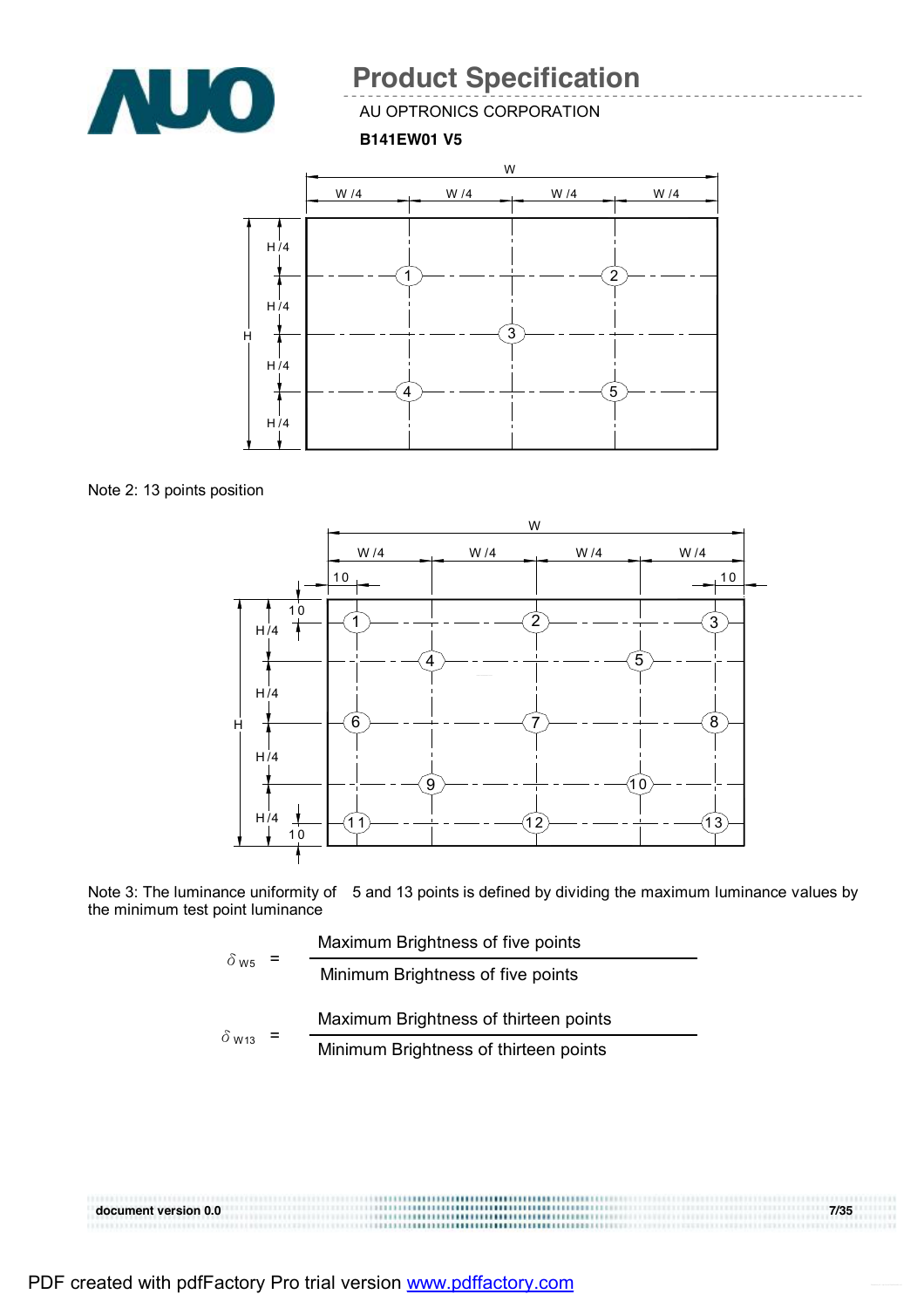Note 2: 13 points position

Note 3: The luminance uniformity of 5 and 13 points is defined by dividing the maximum luminance values by the minimum test point luminance

$$\delta_{W5} = \frac{\text{Maximum Brightness of five points}}{\text{Minimum Brightness of five points}}$$

$$\delta_{W13} = \frac{\text{Maximum Brightness of thirteen points}}{\text{Minimum Brightness of thirteen points}}$$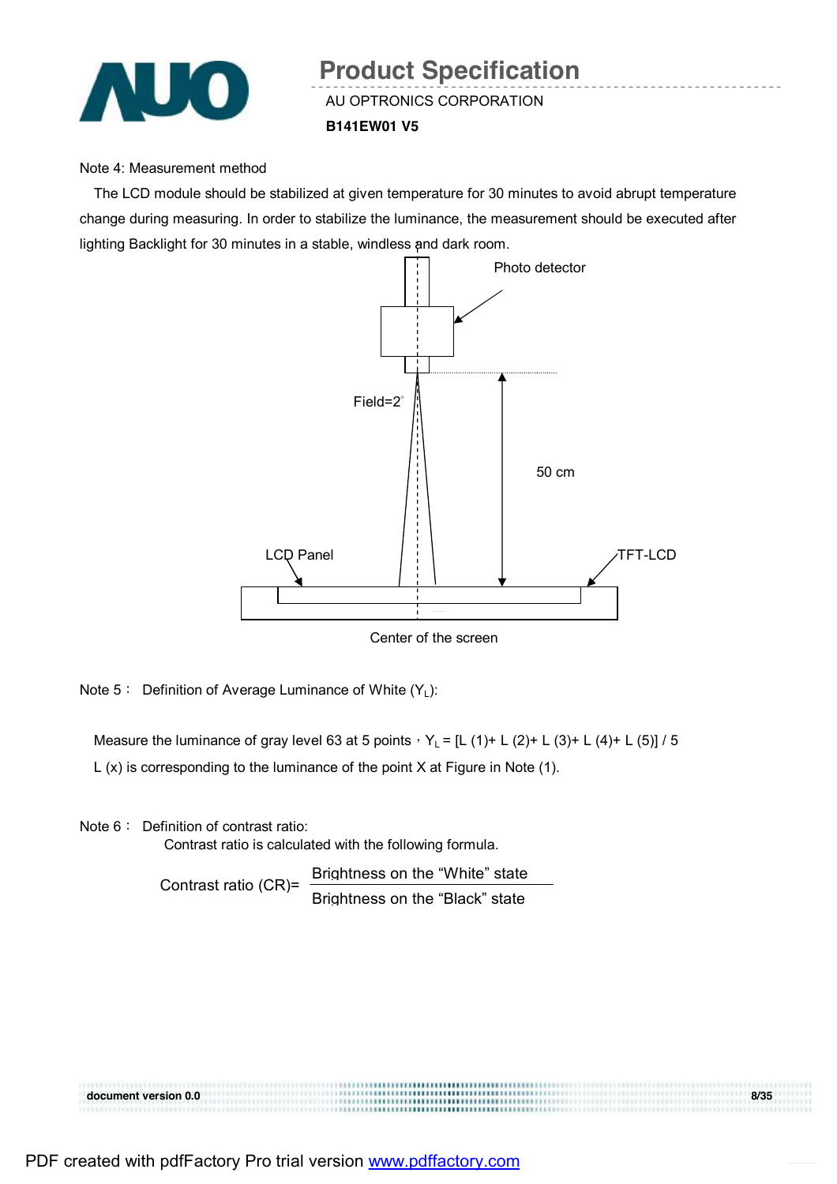Note 4: Measurement method

The LCD module should be stabilized at given temperature for 30 minutes to avoid abrupt temperature change during measuring. In order to stabilize the luminance, the measurement should be executed after lighting Backlight for 30 minutes in a stable, windless and dark room.

Photo detector

Field=2°

50 cm

LCD Panel

TFT-LCD

Center of the screen

Note 5： Definition of Average Luminance of White ($Y_L$):

Measure the luminance of gray level 63 at 5 points，$Y_L$ = [L (1)+ L (2)+ L (3)+ L (4)+ L (5)] / 5

L (x) is corresponding to the luminance of the point X at Figure in Note (1).

Note 6： Definition of contrast ratio:

Contrast ratio is calculated with the following formula.

$$\text{Contrast ratio (CR)} = \frac{\text{Brightness on the "White" state}}{\text{Brightness on the "Black" state}}$$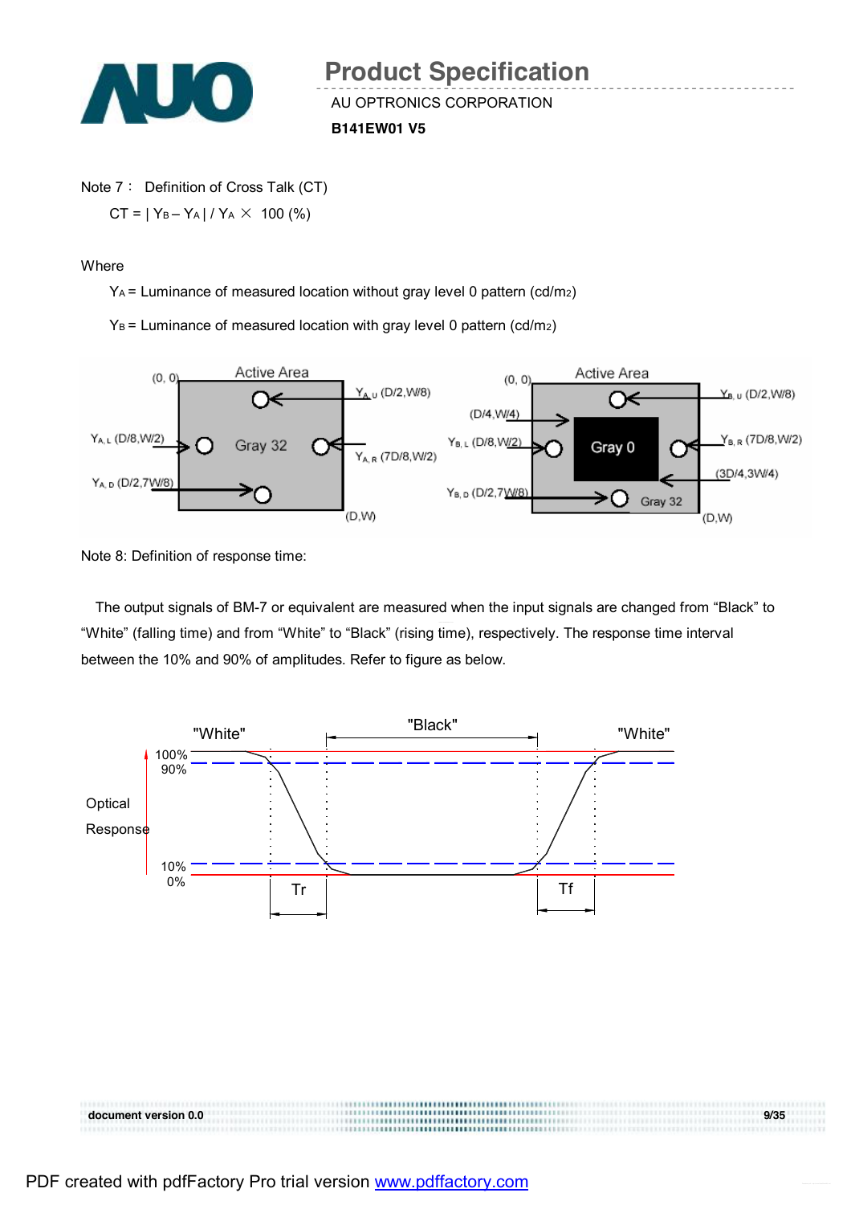Note 7： Definition of Cross Talk (CT)

$CT = | Y_B - Y_A | / Y_A \times 100$ (%)

Where

$Y_A$ = Luminance of measured location without gray level 0 pattern (cd/m2)

$Y_B$ = Luminance of measured location with gray level 0 pattern (cd/m2)

Note 8: Definition of response time:

The output signals of BM-7 or equivalent are measured when the input signals are changed from "Black" to "White" (falling time) and from "White" to "Black" (rising time), respectively. The response time interval between the 10% and 90% of amplitudes. Refer to figure as below.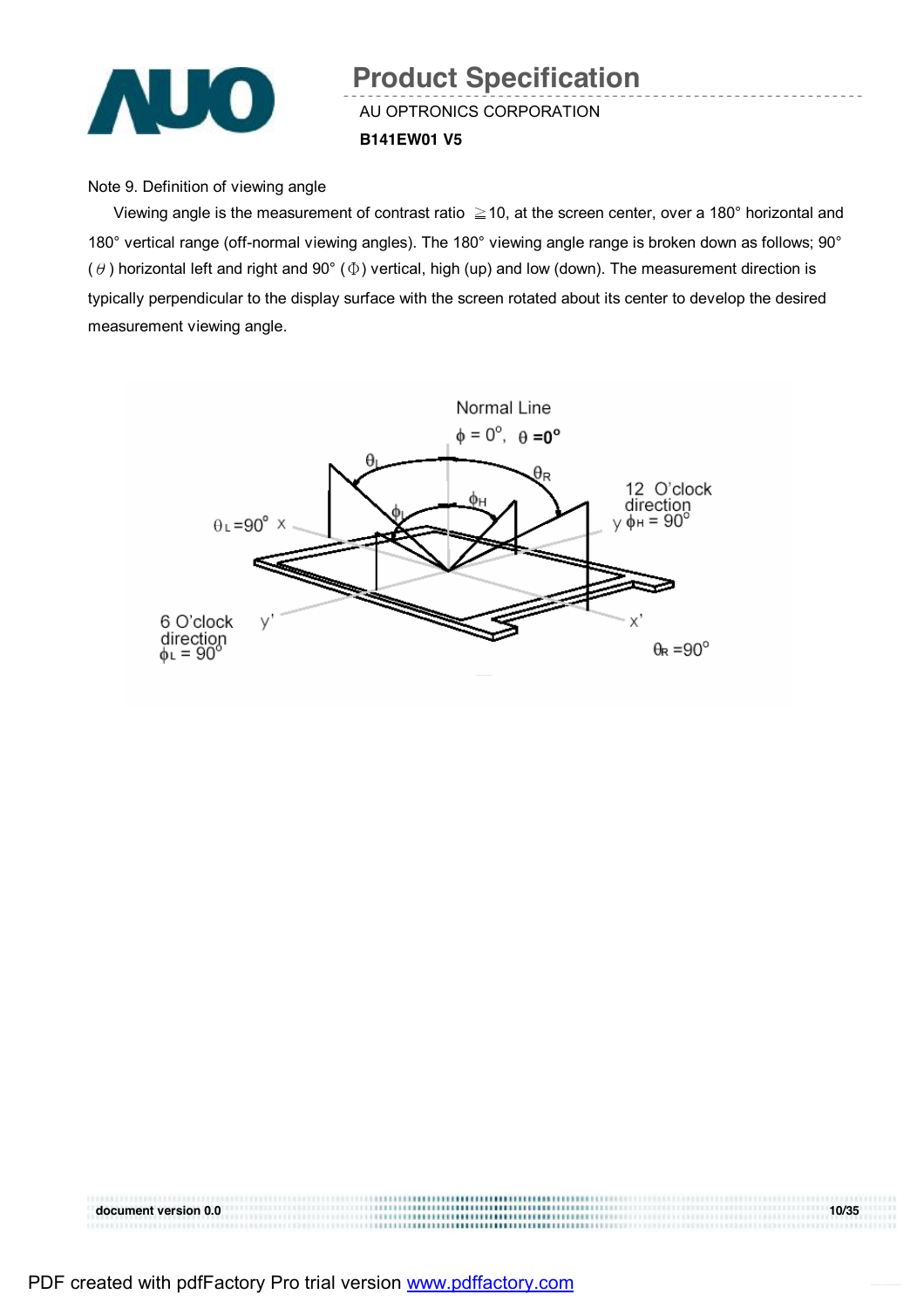Note 9. Definition of viewing angle

Viewing angle is the measurement of contrast ratio ≧10, at the screen center, over a 180° horizontal and 180° vertical range (off-normal viewing angles). The 180° viewing angle range is broken down as follows; 90° ($\theta$) horizontal left and right and 90° ($\Phi$) vertical, high (up) and low (down). The measurement direction is typically perpendicular to the display surface with the screen rotated about its center to develop the desired measurement viewing angle.

Normal Line

$\phi = 0°$, $\theta = 0°$

$\theta_L$

$\theta_R$

$\phi_H$

$\phi_L$

$\theta_L = 90°$ x

12 O'clock direction

y $\phi_H = 90°$

6 O'clock direction

$\phi_L = 90°$

y'

x'

$\theta_R = 90°$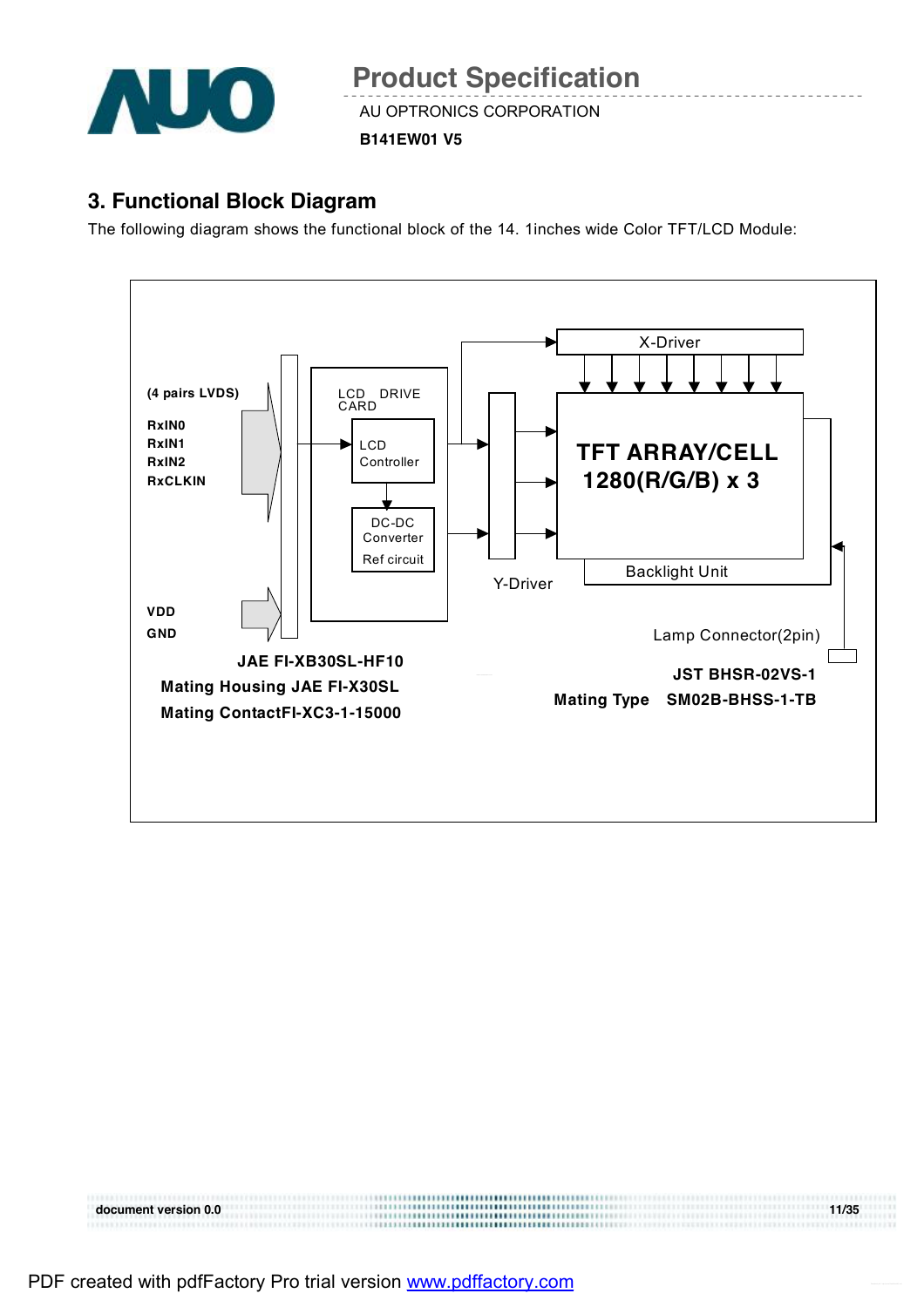## 3. Functional Block Diagram

The following diagram shows the functional block of the 14. 1inches wide Color TFT/LCD Module:

(4 pairs LVDS)

RxIN0
RxIN1
RxIN2
RxCLKIN

VDD
GND

LCD DRIVE CARD

LCD Controller

DC-DC Converter
Ref circuit

X-Driver

Y-Driver

TFT ARRAY/CELL
1280(R/G/B) x 3

Backlight Unit

Lamp Connector(2pin)

JAE FI-XB30SL-HF10
Mating Housing JAE FI-X30SL
Mating ContactFI-XC3-1-15000

JST BHSR-02VS-1
Mating Type SM02B-BHSS-1-TB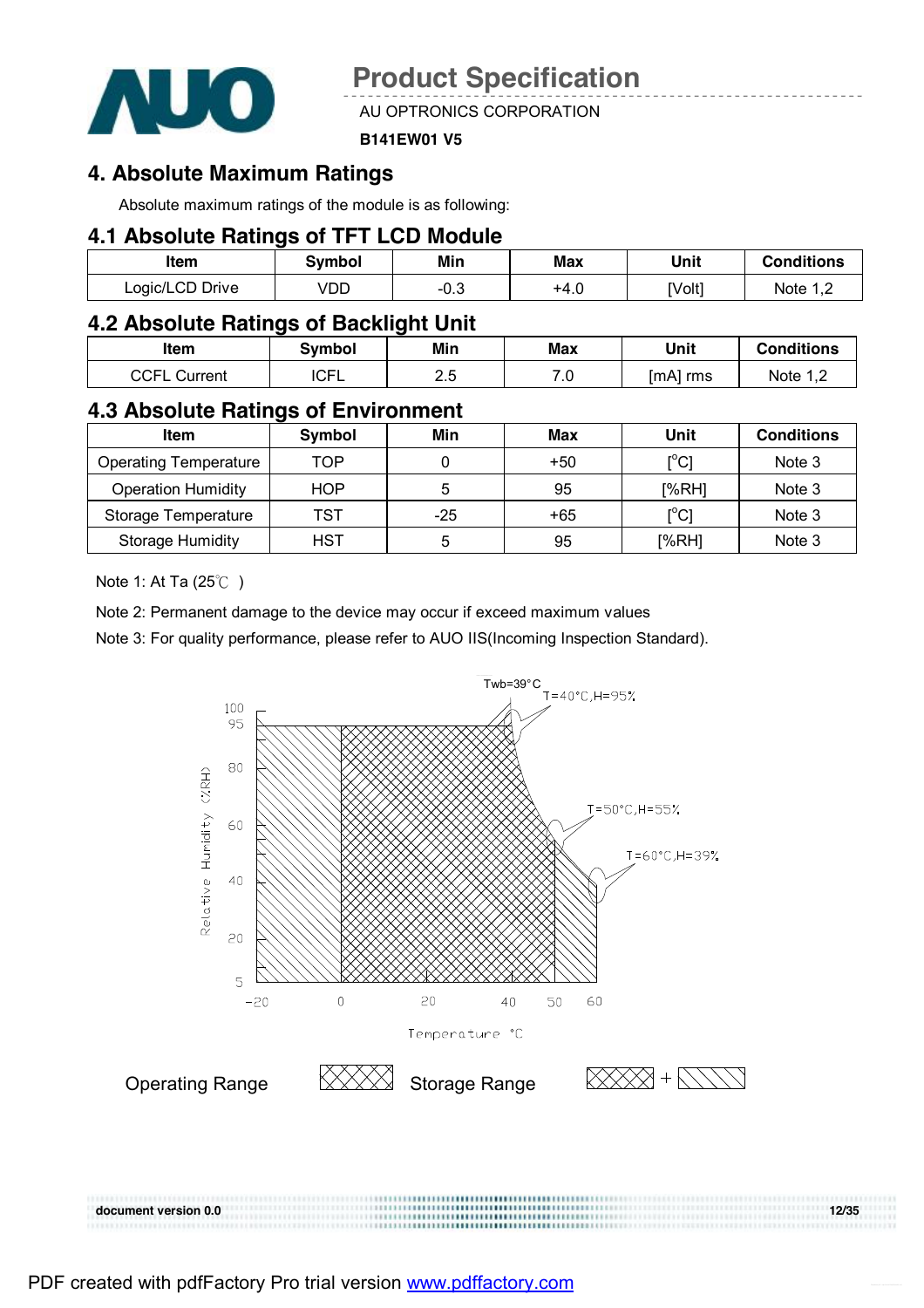## 4. Absolute Maximum Ratings

Absolute maximum ratings of the module is as following:

### 4.1 Absolute Ratings of TFT LCD Module

| Item | Symbol | Min | Max | Unit | Conditions |
|---|---|---|---|---|---|
| Logic/LCD Drive | VDD | -0.3 | +4.0 | [Volt] | Note 1,2 |

### 4.2 Absolute Ratings of Backlight Unit

| Item | Symbol | Min | Max | Unit | Conditions |
|---|---|---|---|---|---|
| CCFL Current | ICFL | 2.5 | 7.0 | [mA] rms | Note 1,2 |

### 4.3 Absolute Ratings of Environment

| Item | Symbol | Min | Max | Unit | Conditions |
|---|---|---|---|---|---|
| Operating Temperature | TOP | 0 | +50 | [°C] | Note 3 |
| Operation Humidity | HOP | 5 | 95 | [%RH] | Note 3 |
| Storage Temperature | TST | -25 | +65 | [°C] | Note 3 |
| Storage Humidity | HST | 5 | 95 | [%RH] | Note 3 |

Note 1: At Ta (25℃ )

Note 2: Permanent damage to the device may occur if exceed maximum values

Note 3: For quality performance, please refer to AUO IIS(Incoming Inspection Standard).

Twb=39°C

T=40°C,H=95%

T=50°C,H=55%

T=60°C,H=39%

Relative Humidity (%RH)

Temperature °C

Operating Range

Storage Range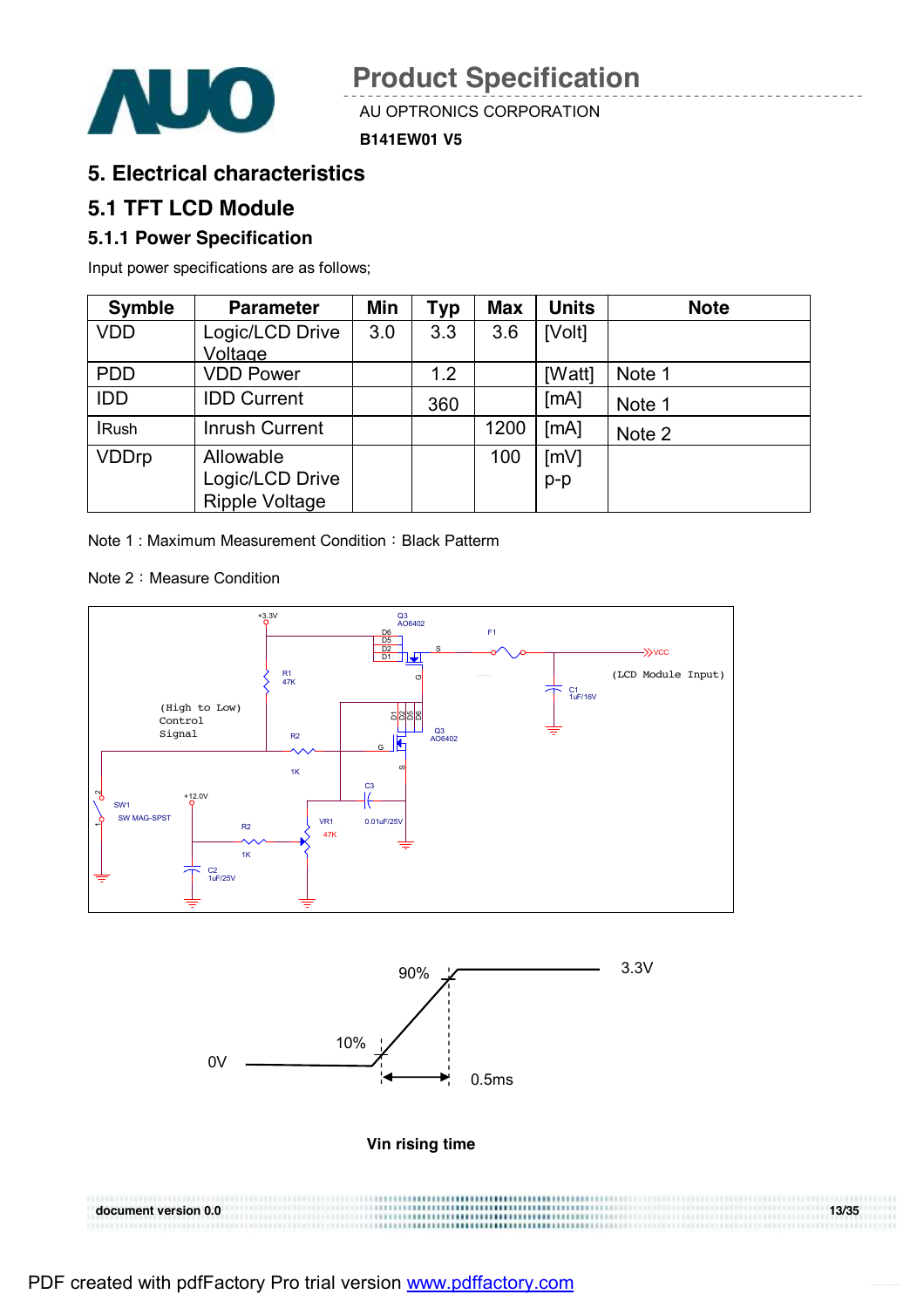# 5. Electrical characteristics

## 5.1 TFT LCD Module

### 5.1.1 Power Specification

Input power specifications are as follows;

| Symble | Parameter | Min | Typ | Max | Units | Note |
|---|---|---|---|---|---|---|
| VDD | Logic/LCD Drive Voltage | 3.0 | 3.3 | 3.6 | [Volt] | |
| PDD | VDD Power | | 1.2 | | [Watt] | Note 1 |
| IDD | IDD Current | | 360 | | [mA] | Note 1 |
| IRush | Inrush Current | | | 1200 | [mA] | Note 2 |
| VDDrp | Allowable Logic/LCD Drive Ripple Voltage | | | 100 | [mV] p-p | |

Note 1 : Maximum Measurement Condition：Black Pattern

Note 2：Measure Condition

+3.3V, Q3 AO6402, D6 D5 D2 D1, S, G, F1, VCC, (LCD Module Input), C1 1uF/16V, R1 47K, (High to Low) Control Signal, R2 1K, D1 D2 D5 D6, Q3 AO6402, G, S, C3 0.01uF/25V, SW1 SW MAG-SPST, +12.0V, R2 1K, VR1 47K, C2 1uF/25V

90%, 3.3V, 10%, 0V, 0.5ms

**Vin rising time**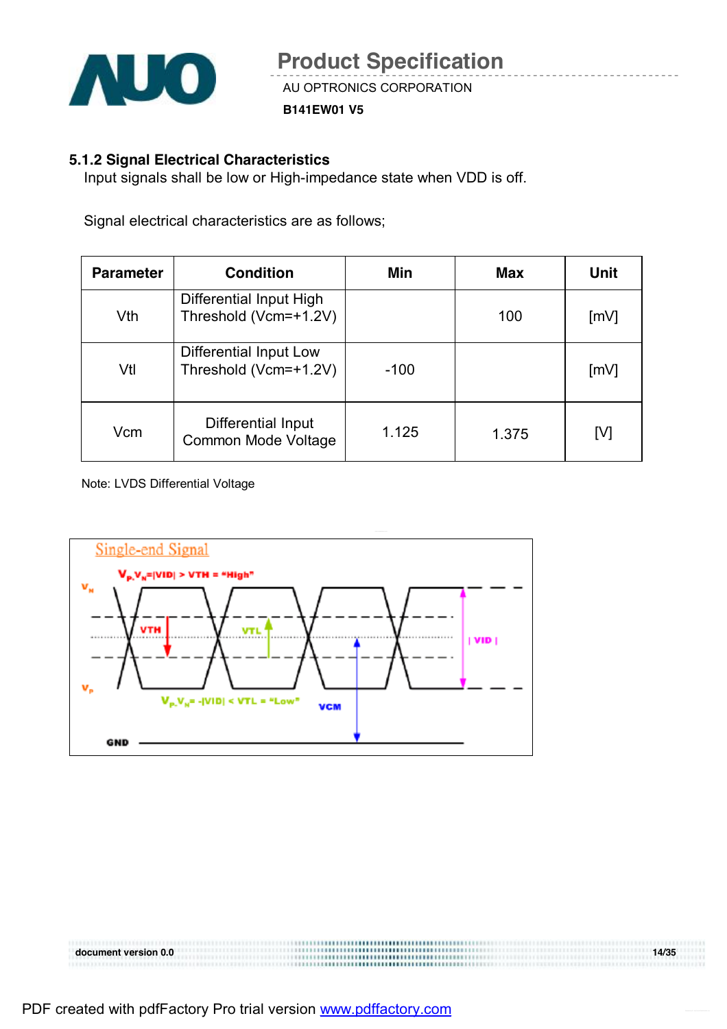### 5.1.2 Signal Electrical Characteristics

Input signals shall be low or High-impedance state when VDD is off.

Signal electrical characteristics are as follows;

| Parameter | Condition | Min | Max | Unit |
|---|---|---|---|---|
| Vth | Differential Input High Threshold (Vcm=+1.2V) | | 100 | [mV] |
| Vtl | Differential Input Low Threshold (Vcm=+1.2V) | -100 | | [mV] |
| Vcm | Differential Input Common Mode Voltage | 1.125 | 1.375 | [V] |

Note: LVDS Differential Voltage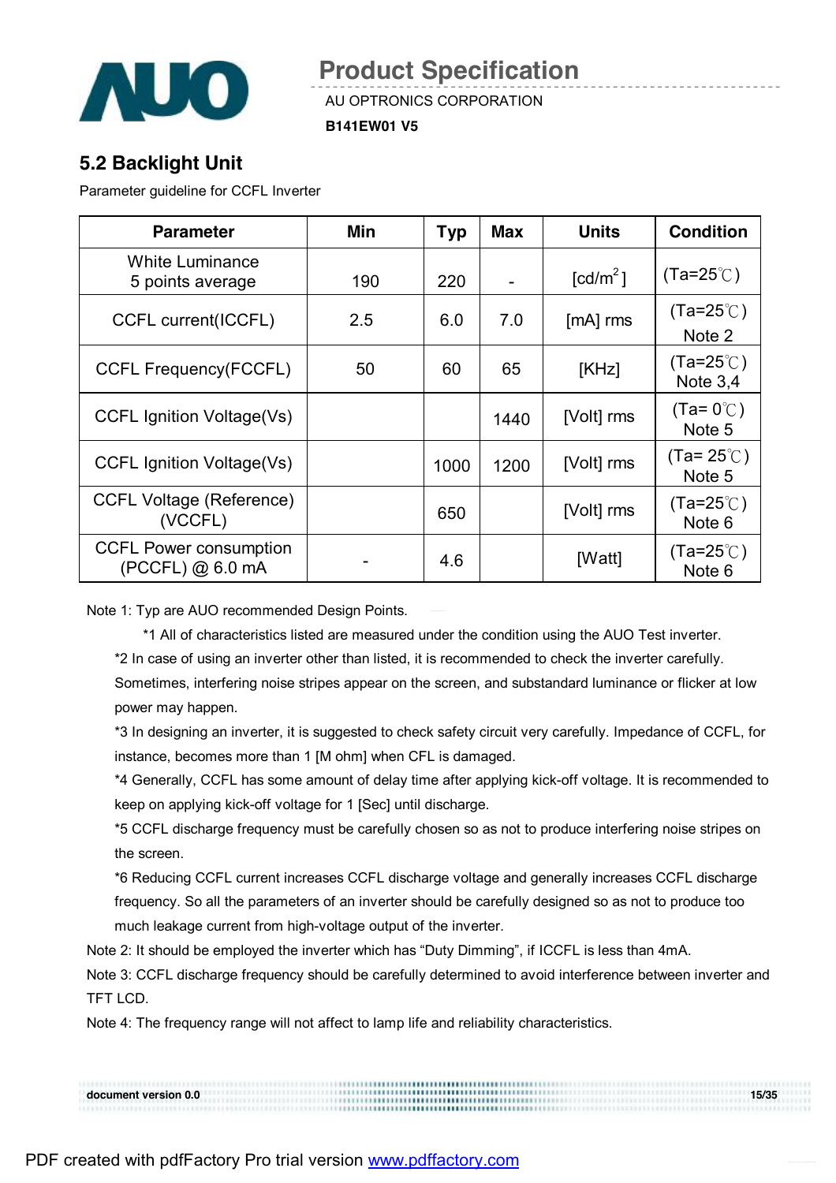## 5.2 Backlight Unit

Parameter guideline for CCFL Inverter

| Parameter | Min | Typ | Max | Units | Condition |
|---|---|---|---|---|---|
| White Luminance 5 points average | 190 | 220 | - | [cd/m$^2$] | (Ta=25℃) |
| CCFL current(ICCFL) | 2.5 | 6.0 | 7.0 | [mA] rms | (Ta=25℃) Note 2 |
| CCFL Frequency(FCCFL) | 50 | 60 | 65 | [KHz] | (Ta=25℃) Note 3,4 |
| CCFL Ignition Voltage(Vs) | | | 1440 | [Volt] rms | (Ta= 0℃) Note 5 |
| CCFL Ignition Voltage(Vs) | | 1000 | 1200 | [Volt] rms | (Ta= 25℃) Note 5 |
| CCFL Voltage (Reference) (VCCFL) | | 650 | | [Volt] rms | (Ta=25℃) Note 6 |
| CCFL Power consumption (PCCFL) @ 6.0 mA | - | 4.6 | | [Watt] | (Ta=25℃) Note 6 |

Note 1: Typ are AUO recommended Design Points.

*1 All of characteristics listed are measured under the condition using the AUO Test inverter.

*2 In case of using an inverter other than listed, it is recommended to check the inverter carefully. Sometimes, interfering noise stripes appear on the screen, and substandard luminance or flicker at low power may happen.

*3 In designing an inverter, it is suggested to check safety circuit very carefully. Impedance of CCFL, for instance, becomes more than 1 [M ohm] when CFL is damaged.

*4 Generally, CCFL has some amount of delay time after applying kick-off voltage. It is recommended to keep on applying kick-off voltage for 1 [Sec] until discharge.

*5 CCFL discharge frequency must be carefully chosen so as not to produce interfering noise stripes on the screen.

*6 Reducing CCFL current increases CCFL discharge voltage and generally increases CCFL discharge frequency. So all the parameters of an inverter should be carefully designed so as not to produce too much leakage current from high-voltage output of the inverter.

Note 2: It should be employed the inverter which has "Duty Dimming", if ICCFL is less than 4mA.

Note 3: CCFL discharge frequency should be carefully determined to avoid interference between inverter and TFT LCD.

Note 4: The frequency range will not affect to lamp life and reliability characteristics.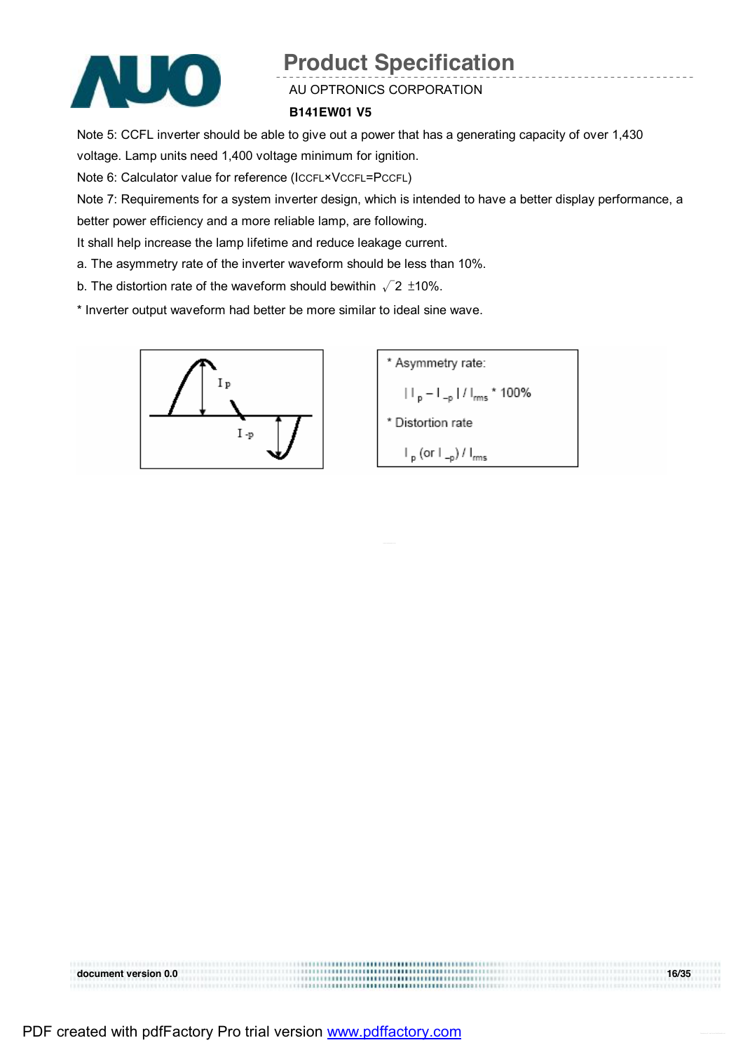Note 5: CCFL inverter should be able to give out a power that has a generating capacity of over 1,430 voltage. Lamp units need 1,400 voltage minimum for ignition.

Note 6: Calculator value for reference ($I_{CCFL} \times V_{CCFL} = P_{CCFL}$)

Note 7: Requirements for a system inverter design, which is intended to have a better display performance, a better power efficiency and a more reliable lamp, are following.

It shall help increase the lamp lifetime and reduce leakage current.

a. The asymmetry rate of the inverter waveform should be less than 10%.

b. The distortion rate of the waveform should bewithin $\sqrt{2}$ ±10%.

* Inverter output waveform had better be more similar to ideal sine wave.

* Asymmetry rate:

$| I_p - I_{-p} | / I_{rms} * 100\%$

* Distortion rate

$I_p$ (or $I_{-p}$) / $I_{rms}$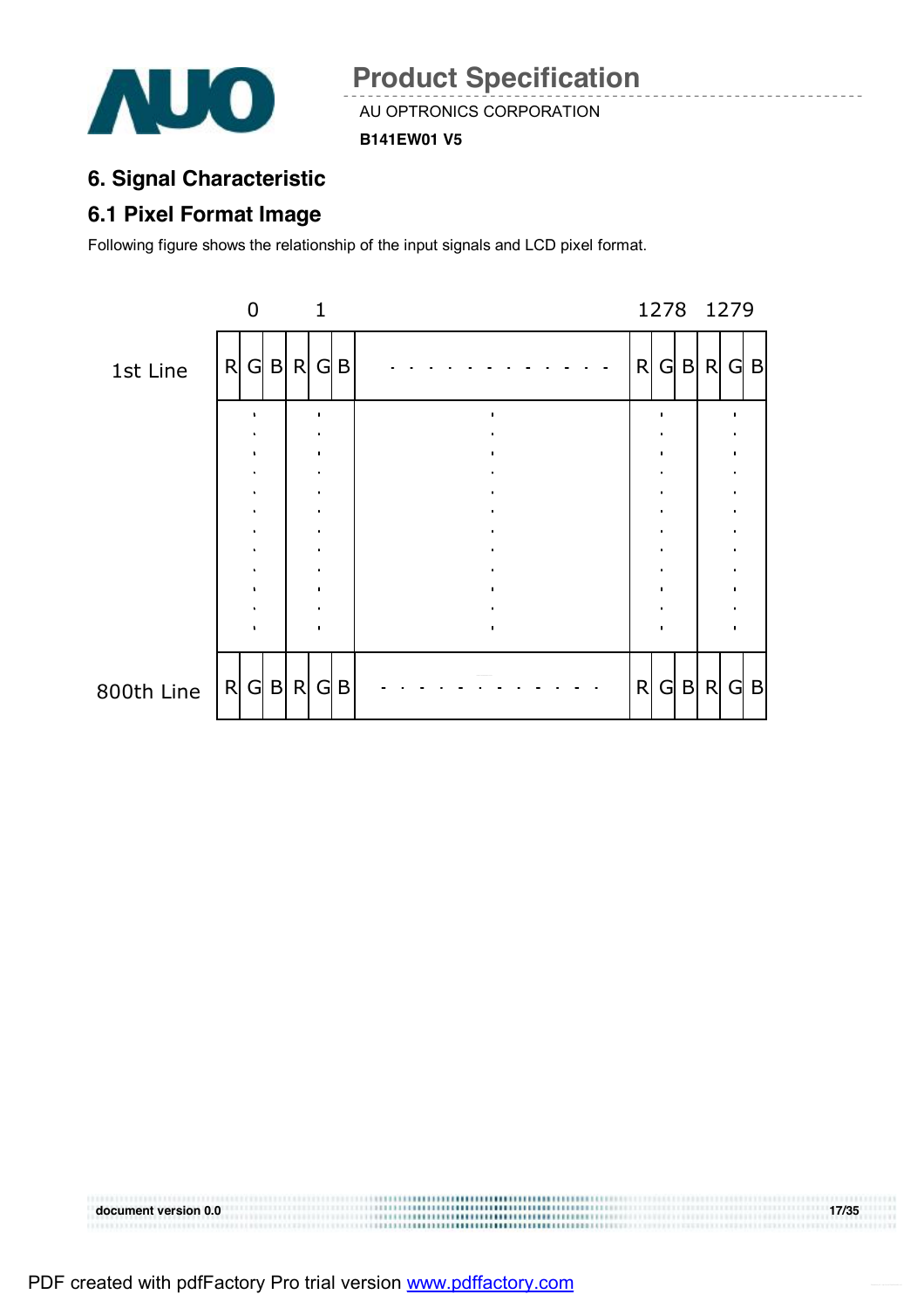## 6. Signal Characteristic

### 6.1 Pixel Format Image

Following figure shows the relationship of the input signals and LCD pixel format.

| | 0 | | | 1 | | | | 1278 | | | 1279 | | |
|---|---|---|---|---|---|---|---|---|---|---|---|---|---|
| 1st Line | R | G | B | R | G | B | · · · · · · · · · · · · | R | G | B | R | G | B |
| | | : | | | : | | : | | : | | | : | |
| 800th Line | R | G | B | R | G | B | · · · · · · · · · · · · | R | G | B | R | G | B |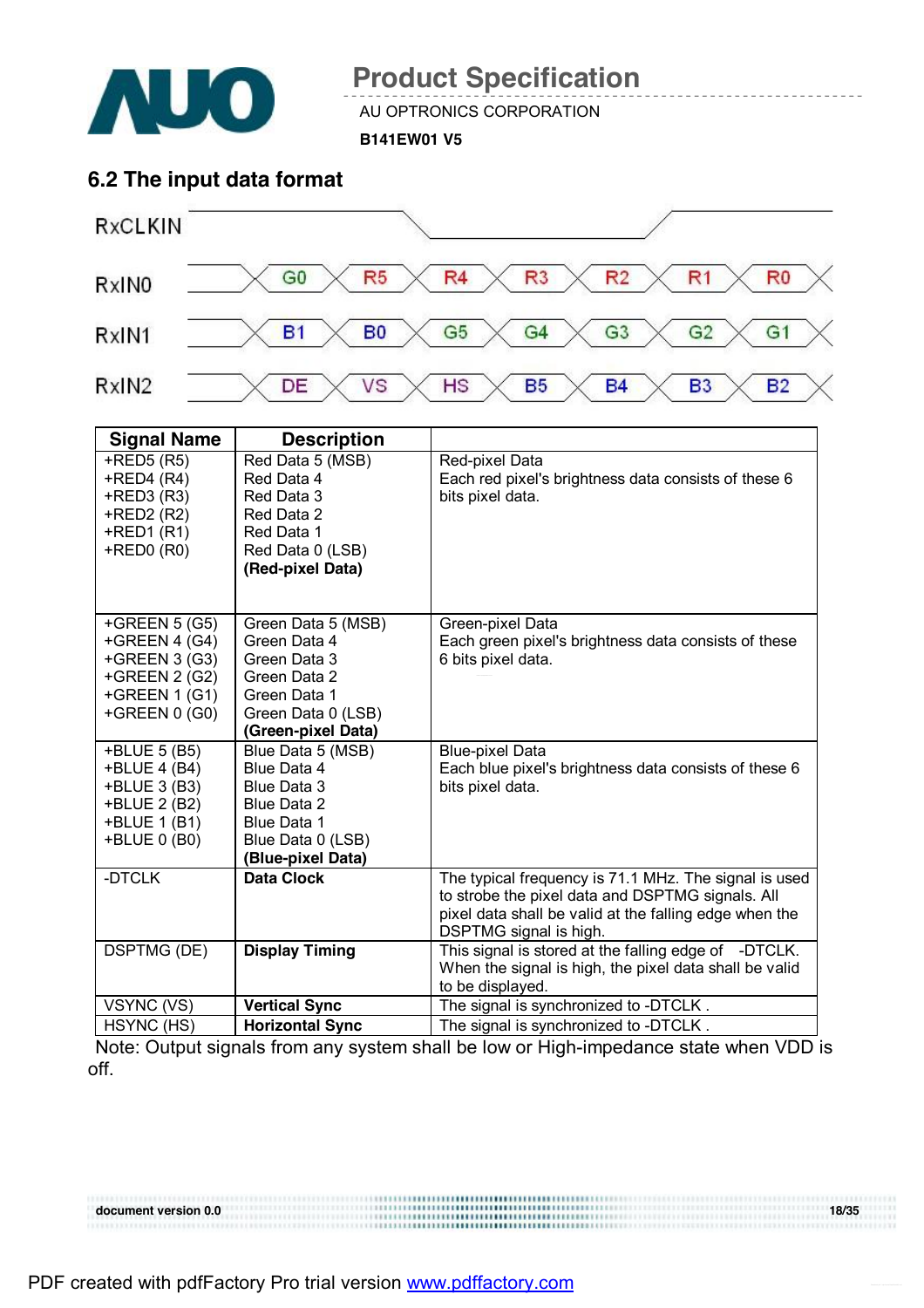## 6.2 The input data format

| RxCLKIN | | | | | | | |
|---|---|---|---|---|---|---|---|
| RxIN0 | G0 | R5 | R4 | R3 | R2 | R1 | R0 |
| RxIN1 | B1 | B0 | G5 | G4 | G3 | G2 | G1 |
| RxIN2 | DE | VS | HS | B5 | B4 | B3 | B2 |

| Signal Name | Description | |
|---|---|---|
| +RED5 (R5)<br>+RED4 (R4)<br>+RED3 (R3)<br>+RED2 (R2)<br>+RED1 (R1)<br>+RED0 (R0) | Red Data 5 (MSB)<br>Red Data 4<br>Red Data 3<br>Red Data 2<br>Red Data 1<br>Red Data 0 (LSB)<br>**(Red-pixel Data)** | Red-pixel Data<br>Each red pixel's brightness data consists of these 6 bits pixel data. |
| +GREEN 5 (G5)<br>+GREEN 4 (G4)<br>+GREEN 3 (G3)<br>+GREEN 2 (G2)<br>+GREEN 1 (G1)<br>+GREEN 0 (G0) | Green Data 5 (MSB)<br>Green Data 4<br>Green Data 3<br>Green Data 2<br>Green Data 1<br>Green Data 0 (LSB)<br>**(Green-pixel Data)** | Green-pixel Data<br>Each green pixel's brightness data consists of these 6 bits pixel data. |
| +BLUE 5 (B5)<br>+BLUE 4 (B4)<br>+BLUE 3 (B3)<br>+BLUE 2 (B2)<br>+BLUE 1 (B1)<br>+BLUE 0 (B0) | Blue Data 5 (MSB)<br>Blue Data 4<br>Blue Data 3<br>Blue Data 2<br>Blue Data 1<br>Blue Data 0 (LSB)<br>**(Blue-pixel Data)** | Blue-pixel Data<br>Each blue pixel's brightness data consists of these 6 bits pixel data. |
| -DTCLK | **Data Clock** | The typical frequency is 71.1 MHz. The signal is used to strobe the pixel data and DSPTMG signals. All pixel data shall be valid at the falling edge when the DSPTMG signal is high. |
| DSPTMG (DE) | **Display Timing** | This signal is stored at the falling edge of -DTCLK. When the signal is high, the pixel data shall be valid to be displayed. |
| VSYNC (VS) | **Vertical Sync** | The signal is synchronized to -DTCLK . |
| HSYNC (HS) | **Horizontal Sync** | The signal is synchronized to -DTCLK . |

Note: Output signals from any system shall be low or High-impedance state when VDD is off.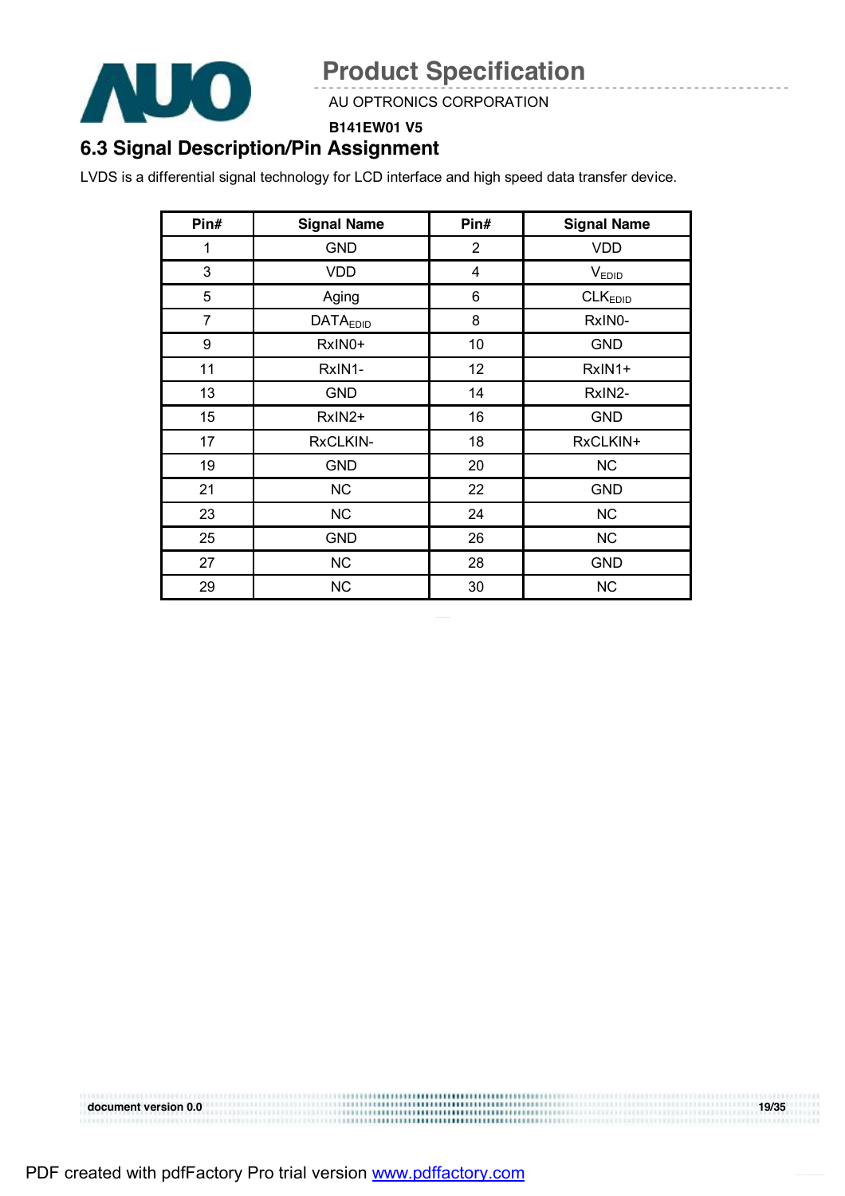## 6.3 Signal Description/Pin Assignment

LVDS is a differential signal technology for LCD interface and high speed data transfer device.

| Pin# | Signal Name | Pin# | Signal Name |
|---|---|---|---|
| 1 | GND | 2 | VDD |
| 3 | VDD | 4 | $V_{EDID}$ |
| 5 | Aging | 6 | $CLK_{EDID}$ |
| 7 | $DATA_{EDID}$ | 8 | RxIN0- |
| 9 | RxIN0+ | 10 | GND |
| 11 | RxIN1- | 12 | RxIN1+ |
| 13 | GND | 14 | RxIN2- |
| 15 | RxIN2+ | 16 | GND |
| 17 | RxCLKIN- | 18 | RxCLKIN+ |
| 19 | GND | 20 | NC |
| 21 | NC | 22 | GND |
| 23 | NC | 24 | NC |
| 25 | GND | 26 | NC |
| 27 | NC | 28 | GND |
| 29 | NC | 30 | NC |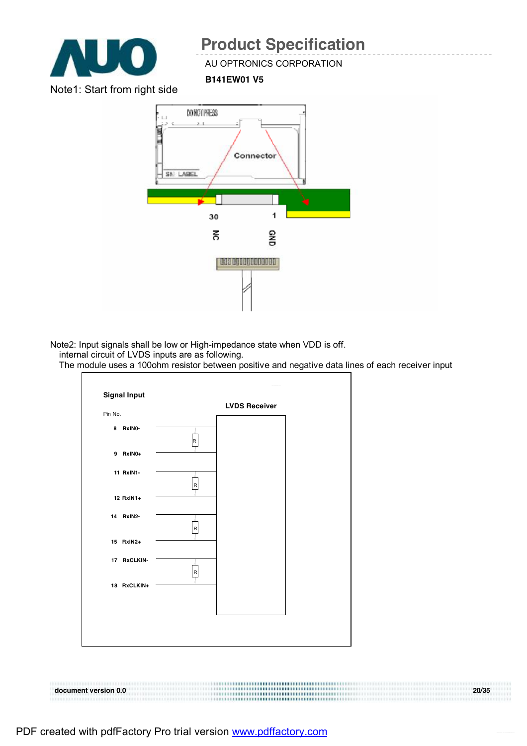Note1: Start from right side

Connector

30 NC

1 GND

Note2: Input signals shall be low or High-impedance state when VDD is off.
internal circuit of LVDS inputs are as following.
The module uses a 100ohm resistor between positive and negative data lines of each receiver input

Signal Input

LVDS Receiver

| Pin No. | Signal |
|---|---|
| 8 | RxIN0- |
| 9 | RxIN0+ |
| 11 | RxIN1- |
| 12 | RxIN1+ |
| 14 | RxIN2- |
| 15 | RxIN2+ |
| 17 | RxCLKIN- |
| 18 | RxCLKIN+ |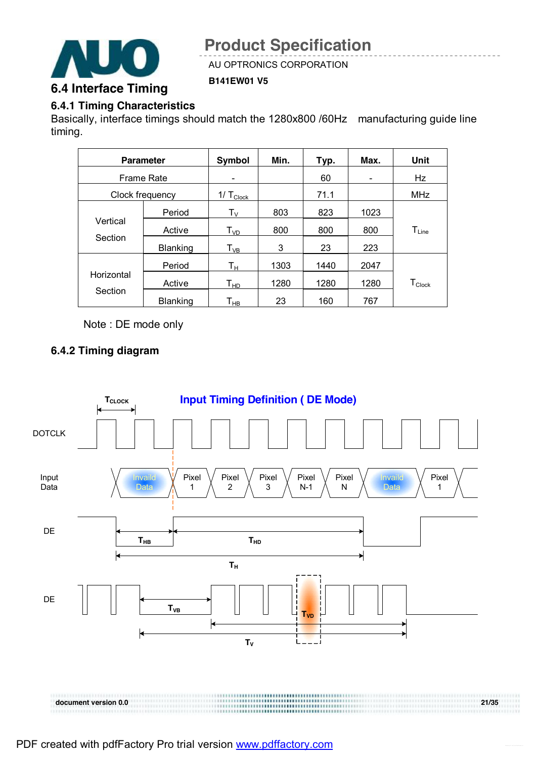## 6.4 Interface Timing

### 6.4.1 Timing Characteristics

Basically, interface timings should match the 1280x800 /60Hz manufacturing guide line timing.

| Parameter | | Symbol | Min. | Typ. | Max. | Unit |
|---|---|---|---|---|---|---|
| Frame Rate | | - | | 60 | - | Hz |
| Clock frequency | | $1/ T_{Clock}$ | | 71.1 | | MHz |
| Vertical Section | Period | $T_V$ | 803 | 823 | 1023 | $T_{Line}$ |
| | Active | $T_{VD}$ | 800 | 800 | 800 | |
| | Blanking | $T_{VB}$ | 3 | 23 | 223 | |
| Horizontal Section | Period | $T_H$ | 1303 | 1440 | 2047 | $T_{Clock}$ |
| | Active | $T_{HD}$ | 1280 | 1280 | 1280 | |
| | Blanking | $T_{HB}$ | 23 | 160 | 767 | |

Note : DE mode only

### 6.4.2 Timing diagram

**Input Timing Definition ( DE Mode)**

$T_{CLOCK}$

DOTCLK

Input Data: Invaild Data | Pixel 1 | Pixel 2 | Pixel 3 | Pixel N-1 | Pixel N | Invaild Data | Pixel 1

DE: $T_{HB}$ $T_{HD}$ $T_H$

DE: $T_{VB}$ $T_{VD}$ $T_V$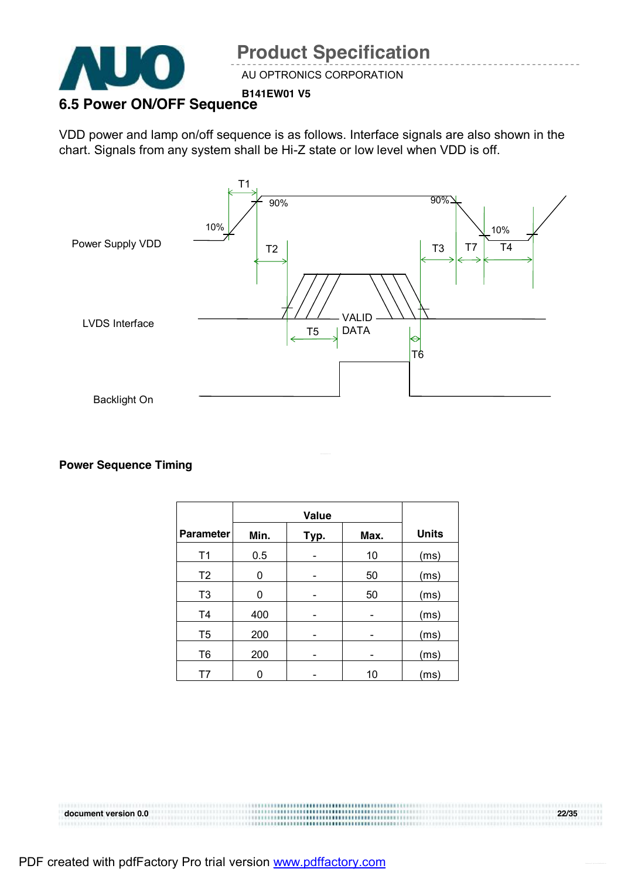## 6.5 Power ON/OFF Sequence

VDD power and lamp on/off sequence is as follows. Interface signals are also shown in the chart. Signals from any system shall be Hi-Z state or low level when VDD is off.

Power Supply VDD

LVDS Interface

Backlight On

T1 T2 T3 T4 T5 T6 T7 10% 90% 90% 10% VALID DATA

**Power Sequence Timing**

| Parameter | Value | | | Units |
|---|---|---|---|---|
| | Min. | Typ. | Max. | |
| T1 | 0.5 | - | 10 | (ms) |
| T2 | 0 | - | 50 | (ms) |
| T3 | 0 | - | 50 | (ms) |
| T4 | 400 | - | - | (ms) |
| T5 | 200 | - | - | (ms) |
| T6 | 200 | - | - | (ms) |
| T7 | 0 | - | 10 | (ms) |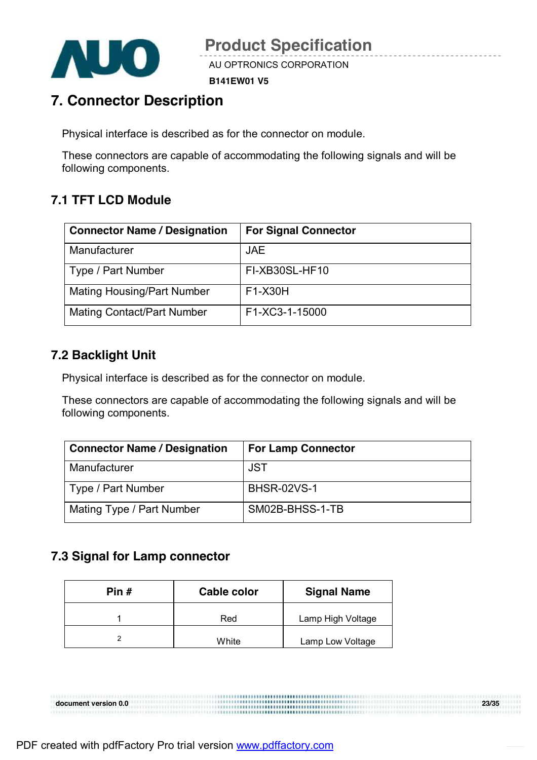# 7. Connector Description

Physical interface is described as for the connector on module.

These connectors are capable of accommodating the following signals and will be following components.

## 7.1 TFT LCD Module

| Connector Name / Designation | For Signal Connector |
|---|---|
| Manufacturer | JAE |
| Type / Part Number | FI-XB30SL-HF10 |
| Mating Housing/Part Number | F1-X30H |
| Mating Contact/Part Number | F1-XC3-1-15000 |

## 7.2 Backlight Unit

Physical interface is described as for the connector on module.

These connectors are capable of accommodating the following signals and will be following components.

| Connector Name / Designation | For Lamp Connector |
|---|---|
| Manufacturer | JST |
| Type / Part Number | BHSR-02VS-1 |
| Mating Type / Part Number | SM02B-BHSS-1-TB |

## 7.3 Signal for Lamp connector

| Pin # | Cable color | Signal Name |
|---|---|---|
| 1 | Red | Lamp High Voltage |
| 2 | White | Lamp Low Voltage |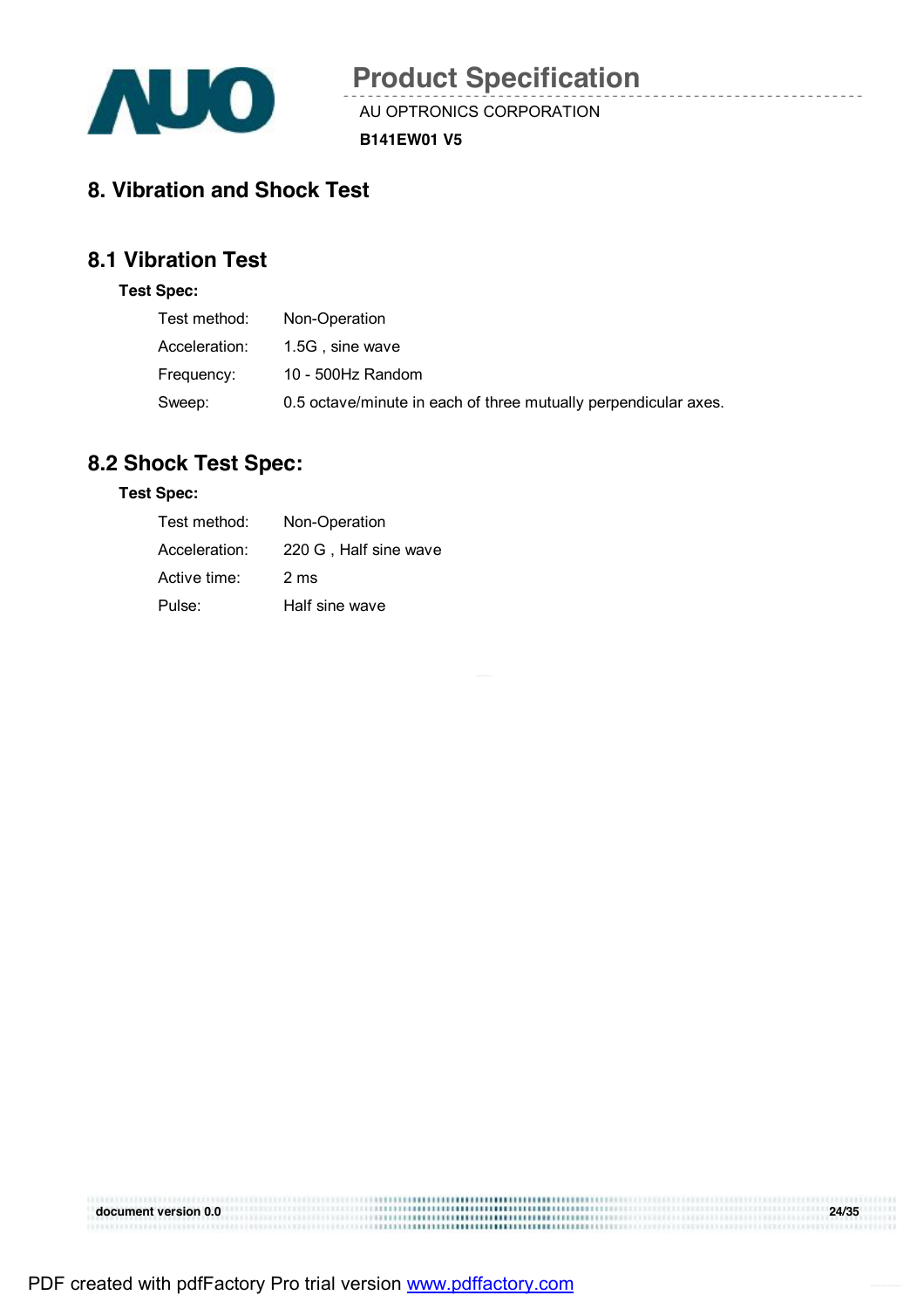# 8. Vibration and Shock Test

## 8.1 Vibration Test

**Test Spec:**

| | |
|---|---|
| Test method: | Non-Operation |
| Acceleration: | 1.5G , sine wave |
| Frequency: | 10 - 500Hz Random |
| Sweep: | 0.5 octave/minute in each of three mutually perpendicular axes. |

## 8.2 Shock Test Spec:

**Test Spec:**

| | |
|---|---|
| Test method: | Non-Operation |
| Acceleration: | 220 G , Half sine wave |
| Active time: | 2 ms |
| Pulse: | Half sine wave |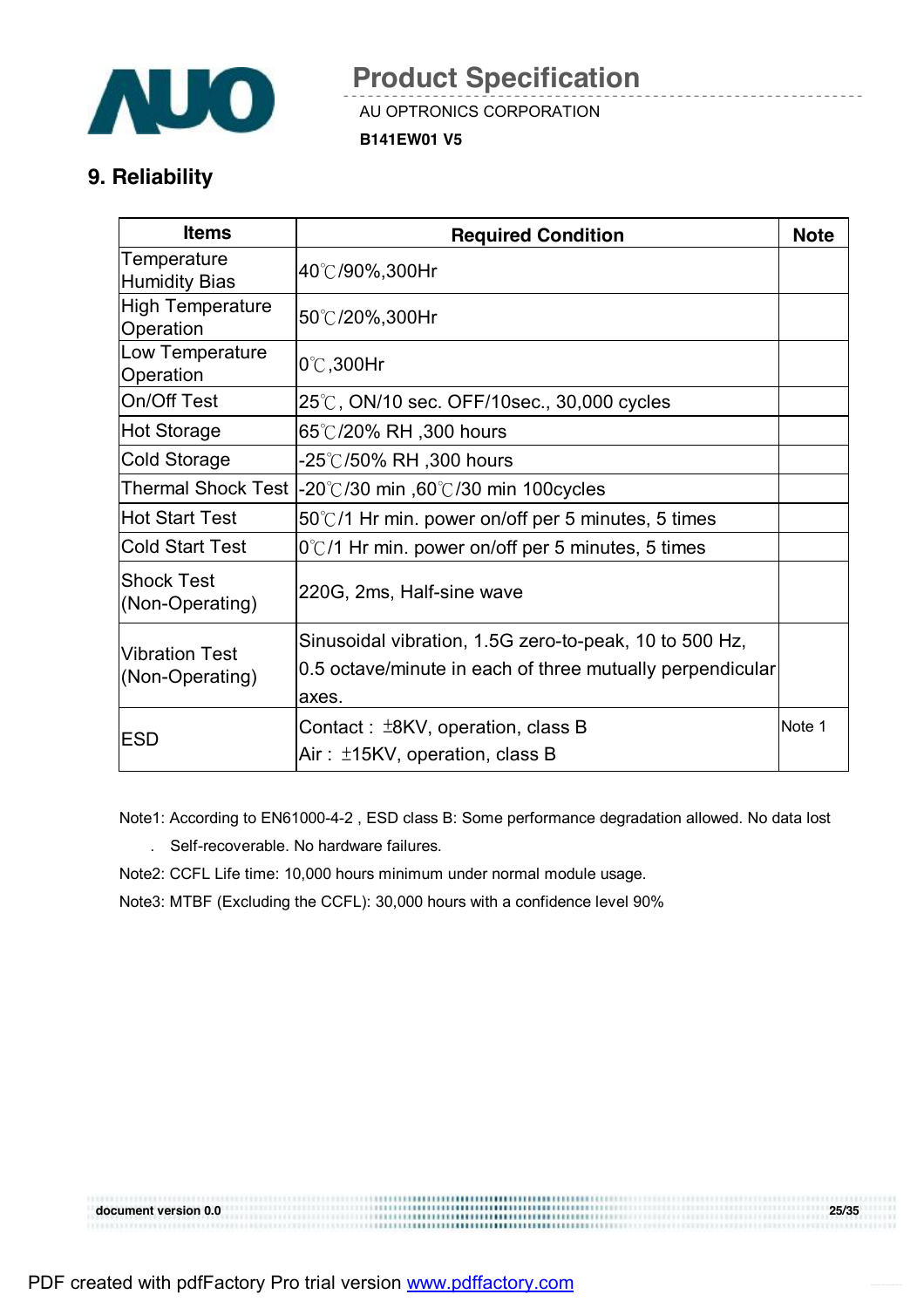## 9. Reliability

| Items | Required Condition | Note |
|---|---|---|
| Temperature Humidity Bias | 40℃/90%,300Hr | |
| High Temperature Operation | 50℃/20%,300Hr | |
| Low Temperature Operation | 0℃,300Hr | |
| On/Off Test | 25℃, ON/10 sec. OFF/10sec., 30,000 cycles | |
| Hot Storage | 65℃/20% RH ,300 hours | |
| Cold Storage | -25℃/50% RH ,300 hours | |
| Thermal Shock Test | -20℃/30 min ,60℃/30 min 100cycles | |
| Hot Start Test | 50℃/1 Hr min. power on/off per 5 minutes, 5 times | |
| Cold Start Test | 0℃/1 Hr min. power on/off per 5 minutes, 5 times | |
| Shock Test (Non-Operating) | 220G, 2ms, Half-sine wave | |
| Vibration Test (Non-Operating) | Sinusoidal vibration, 1.5G zero-to-peak, 10 to 500 Hz, 0.5 octave/minute in each of three mutually perpendicular axes. | |
| ESD | Contact : ±8KV, operation, class B<br>Air : ±15KV, operation, class B | Note 1 |

Note1: According to EN61000-4-2 , ESD class B: Some performance degradation allowed. No data lost . Self-recoverable. No hardware failures.

Note2: CCFL Life time: 10,000 hours minimum under normal module usage.

Note3: MTBF (Excluding the CCFL): 30,000 hours with a confidence level 90%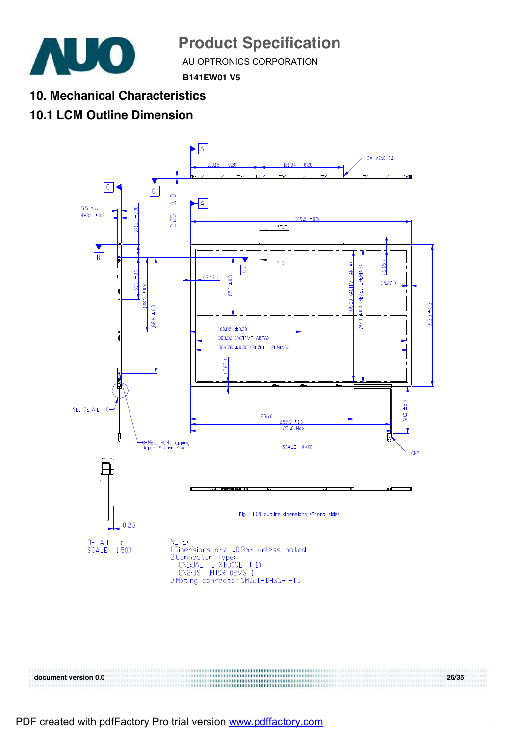# 10. Mechanical Characteristics

## 10.1 LCM Outline Dimension

Fig 1-LCM outline dimensions (Front side)

NOTE:
1.Dimensions are ±0.3mm unless noted.
2.Connector type:
   CN1:JAE FI-XB30SL-HF10
   CN2:JST BHSR-02VS-1
3.Mating connector:SM02B-BHSS-1-TB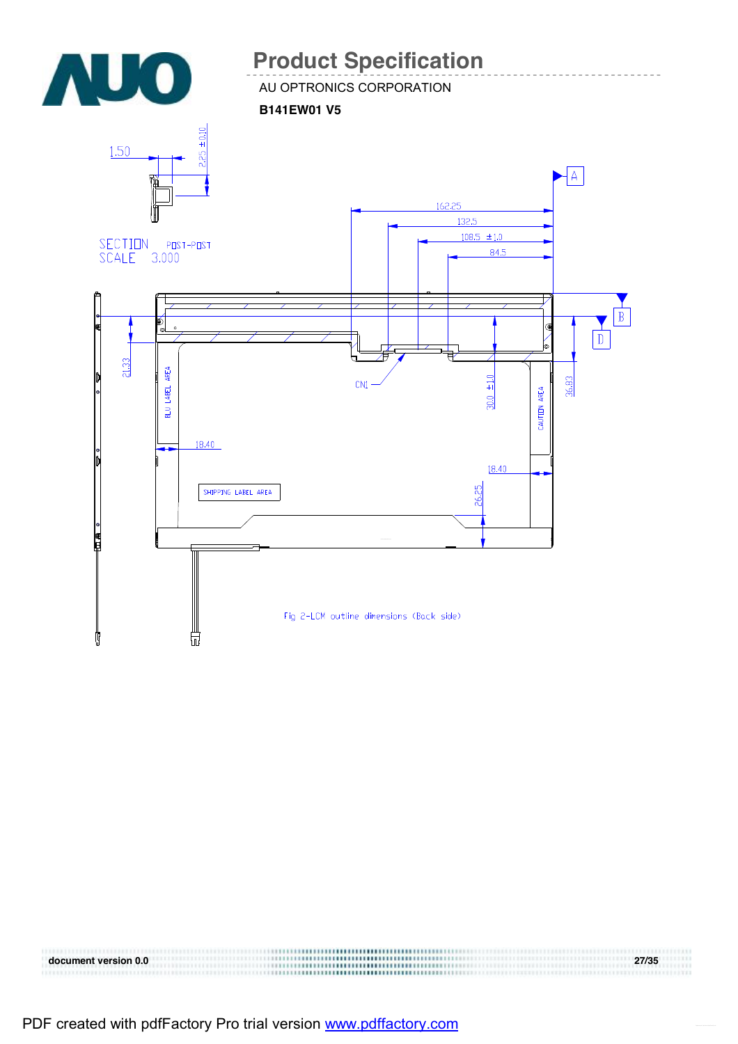# Product Specification

AU OPTRONICS CORPORATION

**B141EW01 V5**

1.50

2.25 ±0.10

SECTION POST-POST
SCALE 3.000

A

162.25

132.5

108.5 ±1.0

84.5

B

D

21.33

BLU LABEL AREA

CN1

30.0 ±1.0

CAUTION AREA

36.83

18.40

18.40

SHIPPING LABEL AREA

26.25

Fig 2-LCM outline dimensions (Back side)

document version 0.0

PDF created with pdfFactory Pro trial version www.pdffactory.com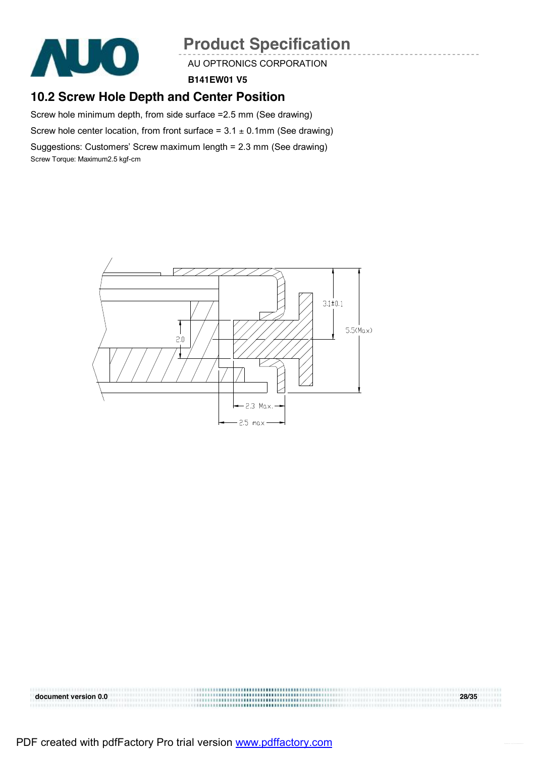## 10.2 Screw Hole Depth and Center Position

Screw hole minimum depth, from side surface =2.5 mm (See drawing)

Screw hole center location, from front surface = 3.1 ± 0.1mm (See drawing)

Suggestions: Customers' Screw maximum length = 2.3 mm (See drawing)

Screw Torque: Maximum2.5 kgf-cm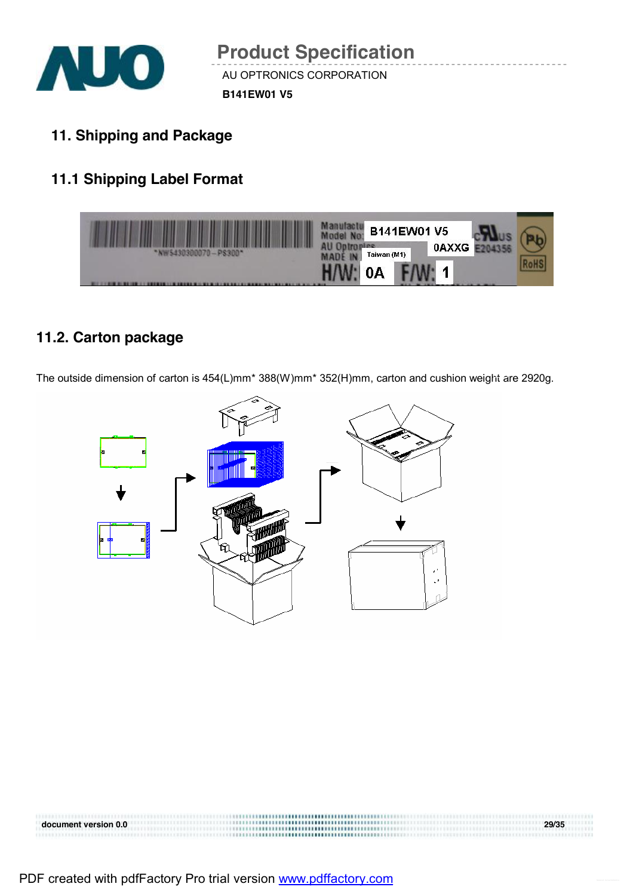## 11. Shipping and Package

### 11.1 Shipping Label Format

### 11.2. Carton package

The outside dimension of carton is 454(L)mm* 388(W)mm* 352(H)mm, carton and cushion weight are 2920g.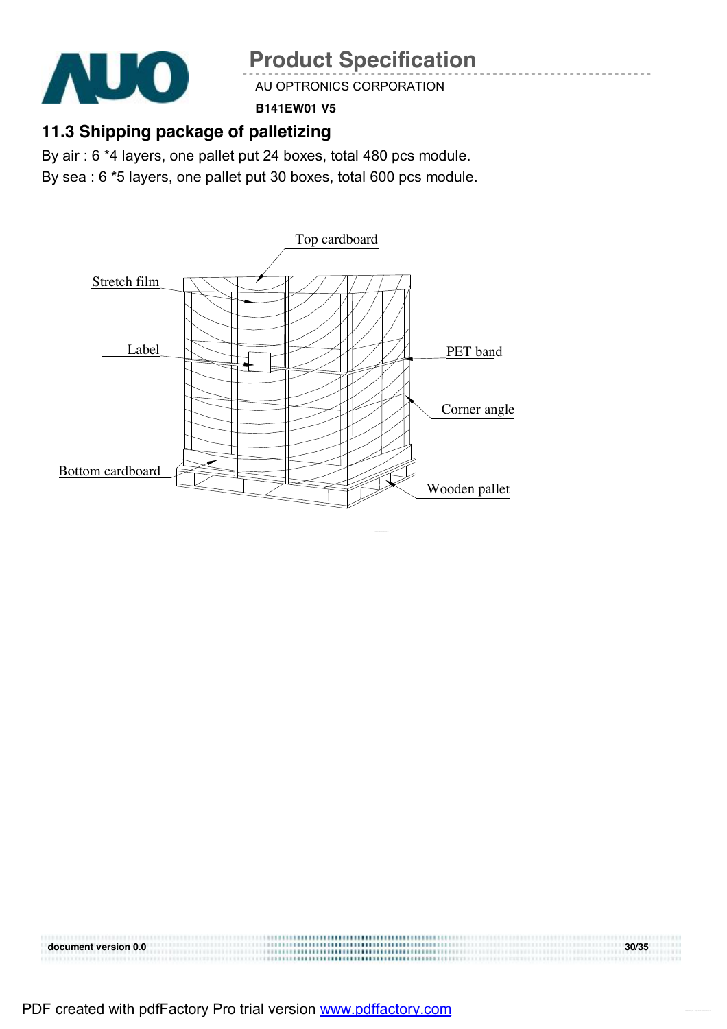## 11.3 Shipping package of palletizing

By air : 6 *4 layers, one pallet put 24 boxes, total 480 pcs module.

By sea : 6 *5 layers, one pallet put 30 boxes, total 600 pcs module.

Top cardboard

Stretch film

Label

PET band

Corner angle

Bottom cardboard

Wooden pallet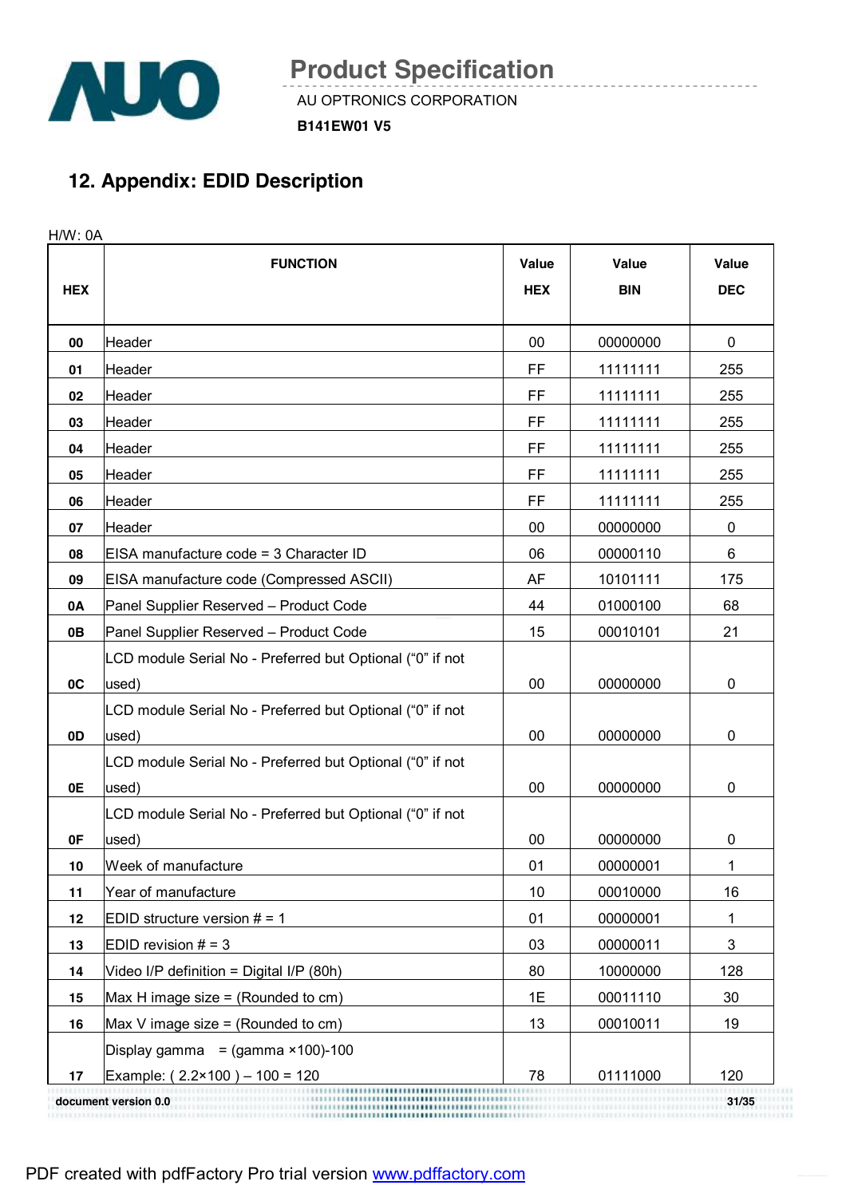## 12. Appendix: EDID Description

H/W: 0A

| HEX | FUNCTION | Value HEX | Value BIN | Value DEC |
|---|---|---|---|---|
| 00 | Header | 00 | 00000000 | 0 |
| 01 | Header | FF | 11111111 | 255 |
| 02 | Header | FF | 11111111 | 255 |
| 03 | Header | FF | 11111111 | 255 |
| 04 | Header | FF | 11111111 | 255 |
| 05 | Header | FF | 11111111 | 255 |
| 06 | Header | FF | 11111111 | 255 |
| 07 | Header | 00 | 00000000 | 0 |
| 08 | EISA manufacture code = 3 Character ID | 06 | 00000110 | 6 |
| 09 | EISA manufacture code (Compressed ASCII) | AF | 10101111 | 175 |
| 0A | Panel Supplier Reserved – Product Code | 44 | 01000100 | 68 |
| 0B | Panel Supplier Reserved – Product Code | 15 | 00010101 | 21 |
| 0C | LCD module Serial No - Preferred but Optional ("0" if not used) | 00 | 00000000 | 0 |
| 0D | LCD module Serial No - Preferred but Optional ("0" if not used) | 00 | 00000000 | 0 |
| 0E | LCD module Serial No - Preferred but Optional ("0" if not used) | 00 | 00000000 | 0 |
| 0F | LCD module Serial No - Preferred but Optional ("0" if not used) | 00 | 00000000 | 0 |
| 10 | Week of manufacture | 01 | 00000001 | 1 |
| 11 | Year of manufacture | 10 | 00010000 | 16 |
| 12 | EDID structure version # = 1 | 01 | 00000001 | 1 |
| 13 | EDID revision # = 3 | 03 | 00000011 | 3 |
| 14 | Video I/P definition = Digital I/P (80h) | 80 | 10000000 | 128 |
| 15 | Max H image size = (Rounded to cm) | 1E | 00011110 | 30 |
| 16 | Max V image size = (Rounded to cm) | 13 | 00010011 | 19 |
| 17 | Display gamma = (gamma ×100)-100<br>Example: ( 2.2×100 ) – 100 = 120 | 78 | 01111000 | 120 |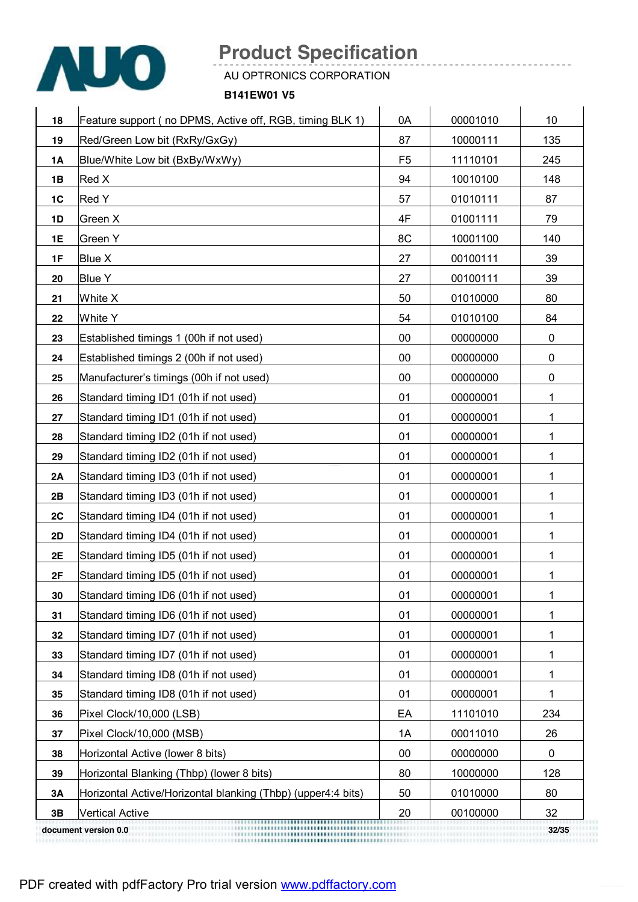| | | | | |
|---|---|---|---|---|
| 18 | Feature support ( no DPMS, Active off, RGB, timing BLK 1) | 0A | 00001010 | 10 |
| 19 | Red/Green Low bit (RxRy/GxGy) | 87 | 10000111 | 135 |
| 1A | Blue/White Low bit (BxBy/WxWy) | F5 | 11110101 | 245 |
| 1B | Red X | 94 | 10010100 | 148 |
| 1C | Red Y | 57 | 01010111 | 87 |
| 1D | Green X | 4F | 01001111 | 79 |
| 1E | Green Y | 8C | 10001100 | 140 |
| 1F | Blue X | 27 | 00100111 | 39 |
| 20 | Blue Y | 27 | 00100111 | 39 |
| 21 | White X | 50 | 01010000 | 80 |
| 22 | White Y | 54 | 01010100 | 84 |
| 23 | Established timings 1 (00h if not used) | 00 | 00000000 | 0 |
| 24 | Established timings 2 (00h if not used) | 00 | 00000000 | 0 |
| 25 | Manufacturer's timings (00h if not used) | 00 | 00000000 | 0 |
| 26 | Standard timing ID1 (01h if not used) | 01 | 00000001 | 1 |
| 27 | Standard timing ID1 (01h if not used) | 01 | 00000001 | 1 |
| 28 | Standard timing ID2 (01h if not used) | 01 | 00000001 | 1 |
| 29 | Standard timing ID2 (01h if not used) | 01 | 00000001 | 1 |
| 2A | Standard timing ID3 (01h if not used) | 01 | 00000001 | 1 |
| 2B | Standard timing ID3 (01h if not used) | 01 | 00000001 | 1 |
| 2C | Standard timing ID4 (01h if not used) | 01 | 00000001 | 1 |
| 2D | Standard timing ID4 (01h if not used) | 01 | 00000001 | 1 |
| 2E | Standard timing ID5 (01h if not used) | 01 | 00000001 | 1 |
| 2F | Standard timing ID5 (01h if not used) | 01 | 00000001 | 1 |
| 30 | Standard timing ID6 (01h if not used) | 01 | 00000001 | 1 |
| 31 | Standard timing ID6 (01h if not used) | 01 | 00000001 | 1 |
| 32 | Standard timing ID7 (01h if not used) | 01 | 00000001 | 1 |
| 33 | Standard timing ID7 (01h if not used) | 01 | 00000001 | 1 |
| 34 | Standard timing ID8 (01h if not used) | 01 | 00000001 | 1 |
| 35 | Standard timing ID8 (01h if not used) | 01 | 00000001 | 1 |
| 36 | Pixel Clock/10,000 (LSB) | EA | 11101010 | 234 |
| 37 | Pixel Clock/10,000 (MSB) | 1A | 00011010 | 26 |
| 38 | Horizontal Active (lower 8 bits) | 00 | 00000000 | 0 |
| 39 | Horizontal Blanking (Thbp) (lower 8 bits) | 80 | 10000000 | 128 |
| 3A | Horizontal Active/Horizontal blanking (Thbp) (upper4:4 bits) | 50 | 01010000 | 80 |
| 3B | Vertical Active | 20 | 00100000 | 32 |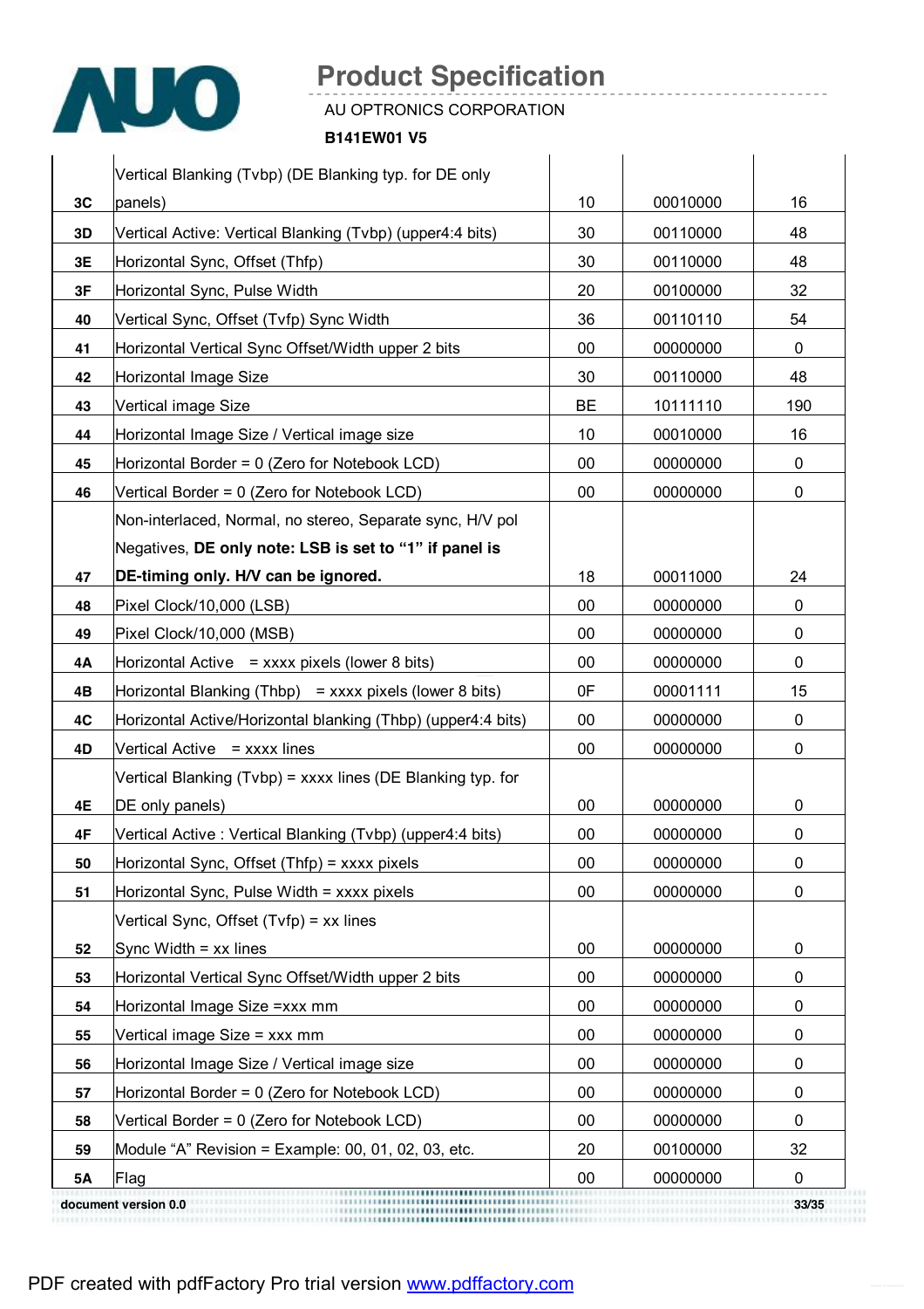|  |  |  |  |  |
|---|---|---|---|---|
| 3C | Vertical Blanking (Tvbp) (DE Blanking typ. for DE only panels) | 10 | 00010000 | 16 |
| 3D | Vertical Active: Vertical Blanking (Tvbp) (upper4:4 bits) | 30 | 00110000 | 48 |
| 3E | Horizontal Sync, Offset (Thfp) | 30 | 00110000 | 48 |
| 3F | Horizontal Sync, Pulse Width | 20 | 00100000 | 32 |
| 40 | Vertical Sync, Offset (Tvfp) Sync Width | 36 | 00110110 | 54 |
| 41 | Horizontal Vertical Sync Offset/Width upper 2 bits | 00 | 00000000 | 0 |
| 42 | Horizontal Image Size | 30 | 00110000 | 48 |
| 43 | Vertical image Size | BE | 10111110 | 190 |
| 44 | Horizontal Image Size / Vertical image size | 10 | 00010000 | 16 |
| 45 | Horizontal Border = 0 (Zero for Notebook LCD) | 00 | 00000000 | 0 |
| 46 | Vertical Border = 0 (Zero for Notebook LCD) | 00 | 00000000 | 0 |
| 47 | Non-interlaced, Normal, no stereo, Separate sync, H/V pol Negatives, **DE only note: LSB is set to "1" if panel is DE-timing only. H/V can be ignored.** | 18 | 00011000 | 24 |
| 48 | Pixel Clock/10,000 (LSB) | 00 | 00000000 | 0 |
| 49 | Pixel Clock/10,000 (MSB) | 00 | 00000000 | 0 |
| 4A | Horizontal Active = xxxx pixels (lower 8 bits) | 00 | 00000000 | 0 |
| 4B | Horizontal Blanking (Thbp) = xxxx pixels (lower 8 bits) | 0F | 00001111 | 15 |
| 4C | Horizontal Active/Horizontal blanking (Thbp) (upper4:4 bits) | 00 | 00000000 | 0 |
| 4D | Vertical Active = xxxx lines | 00 | 00000000 | 0 |
| 4E | Vertical Blanking (Tvbp) = xxxx lines (DE Blanking typ. for DE only panels) | 00 | 00000000 | 0 |
| 4F | Vertical Active : Vertical Blanking (Tvbp) (upper4:4 bits) | 00 | 00000000 | 0 |
| 50 | Horizontal Sync, Offset (Thfp) = xxxx pixels | 00 | 00000000 | 0 |
| 51 | Horizontal Sync, Pulse Width = xxxx pixels | 00 | 00000000 | 0 |
| 52 | Vertical Sync, Offset (Tvfp) = xx lines Sync Width = xx lines | 00 | 00000000 | 0 |
| 53 | Horizontal Vertical Sync Offset/Width upper 2 bits | 00 | 00000000 | 0 |
| 54 | Horizontal Image Size =xxx mm | 00 | 00000000 | 0 |
| 55 | Vertical image Size = xxx mm | 00 | 00000000 | 0 |
| 56 | Horizontal Image Size / Vertical image size | 00 | 00000000 | 0 |
| 57 | Horizontal Border = 0 (Zero for Notebook LCD) | 00 | 00000000 | 0 |
| 58 | Vertical Border = 0 (Zero for Notebook LCD) | 00 | 00000000 | 0 |
| 59 | Module "A" Revision = Example: 00, 01, 02, 03, etc. | 20 | 00100000 | 32 |
| 5A | Flag | 00 | 00000000 | 0 |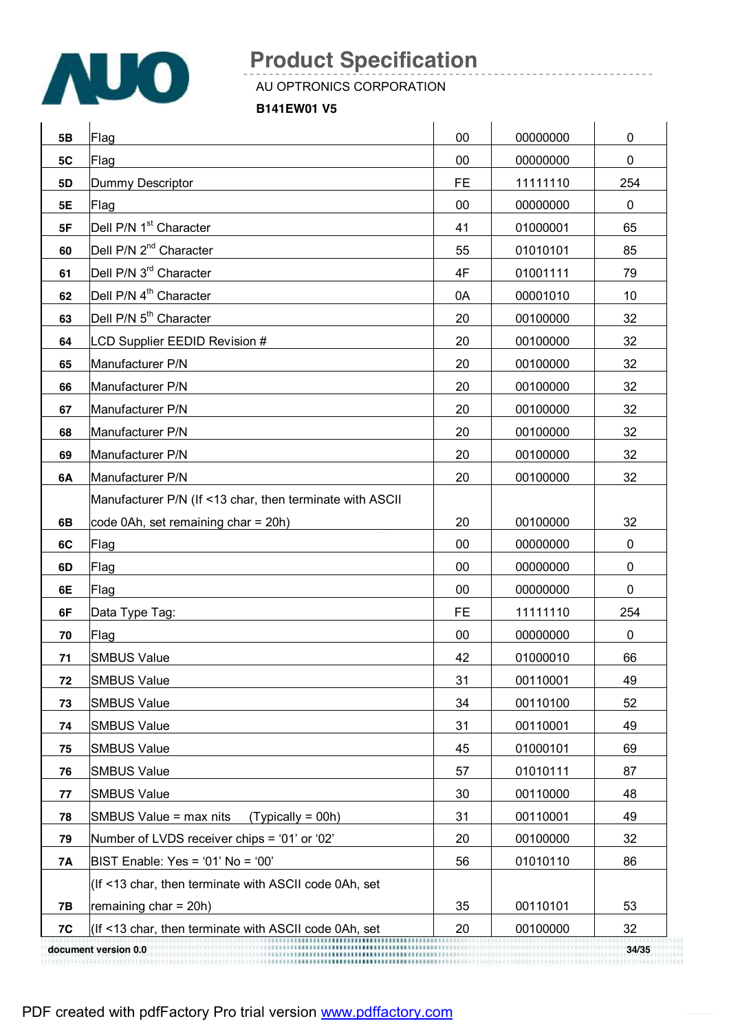| 5B | Flag | 00 | 00000000 | 0 |
|---|---|---|---|---|
| 5C | Flag | 00 | 00000000 | 0 |
| 5D | Dummy Descriptor | FE | 11111110 | 254 |
| 5E | Flag | 00 | 00000000 | 0 |
| 5F | Dell P/N 1st Character | 41 | 01000001 | 65 |
| 60 | Dell P/N 2nd Character | 55 | 01010101 | 85 |
| 61 | Dell P/N 3rd Character | 4F | 01001111 | 79 |
| 62 | Dell P/N 4th Character | 0A | 00001010 | 10 |
| 63 | Dell P/N 5th Character | 20 | 00100000 | 32 |
| 64 | LCD Supplier EEDID Revision # | 20 | 00100000 | 32 |
| 65 | Manufacturer P/N | 20 | 00100000 | 32 |
| 66 | Manufacturer P/N | 20 | 00100000 | 32 |
| 67 | Manufacturer P/N | 20 | 00100000 | 32 |
| 68 | Manufacturer P/N | 20 | 00100000 | 32 |
| 69 | Manufacturer P/N | 20 | 00100000 | 32 |
| 6A | Manufacturer P/N | 20 | 00100000 | 32 |
| 6B | Manufacturer P/N (If <13 char, then terminate with ASCII code 0Ah, set remaining char = 20h) | 20 | 00100000 | 32 |
| 6C | Flag | 00 | 00000000 | 0 |
| 6D | Flag | 00 | 00000000 | 0 |
| 6E | Flag | 00 | 00000000 | 0 |
| 6F | Data Type Tag: | FE | 11111110 | 254 |
| 70 | Flag | 00 | 00000000 | 0 |
| 71 | SMBUS Value | 42 | 01000010 | 66 |
| 72 | SMBUS Value | 31 | 00110001 | 49 |
| 73 | SMBUS Value | 34 | 00110100 | 52 |
| 74 | SMBUS Value | 31 | 00110001 | 49 |
| 75 | SMBUS Value | 45 | 01000101 | 69 |
| 76 | SMBUS Value | 57 | 01010111 | 87 |
| 77 | SMBUS Value | 30 | 00110000 | 48 |
| 78 | SMBUS Value = max nits (Typically = 00h) | 31 | 00110001 | 49 |
| 79 | Number of LVDS receiver chips = '01' or '02' | 20 | 00100000 | 32 |
| 7A | BIST Enable: Yes = '01' No = '00' | 56 | 01010110 | 86 |
| 7B | (If <13 char, then terminate with ASCII code 0Ah, set remaining char = 20h) | 35 | 00110101 | 53 |
| 7C | (If <13 char, then terminate with ASCII code 0Ah, set | 20 | 00100000 | 32 |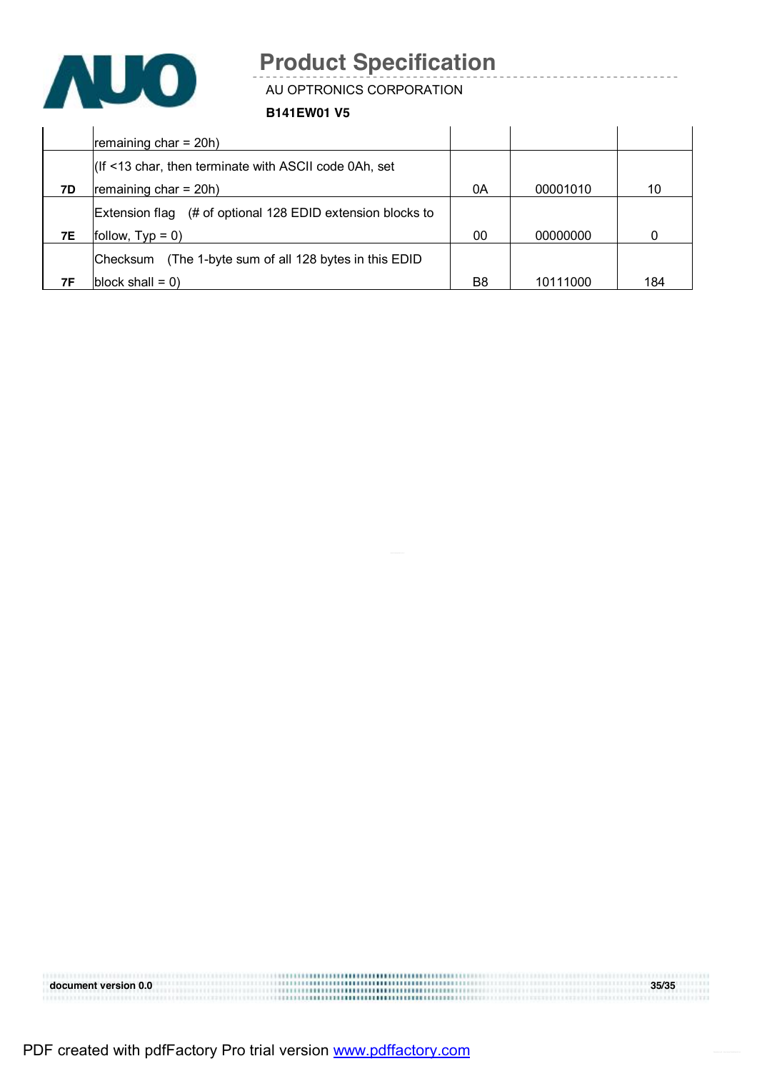| | | | | |
|---|---|---|---|---|
| | remaining char = 20h) | | | |
| 7D | (If <13 char, then terminate with ASCII code 0Ah, set remaining char = 20h) | 0A | 00001010 | 10 |
| 7E | Extension flag (# of optional 128 EDID extension blocks to follow, Typ = 0) | 00 | 00000000 | 0 |
| 7F | Checksum (The 1-byte sum of all 128 bytes in this EDID block shall = 0) | B8 | 10111000 | 184 |